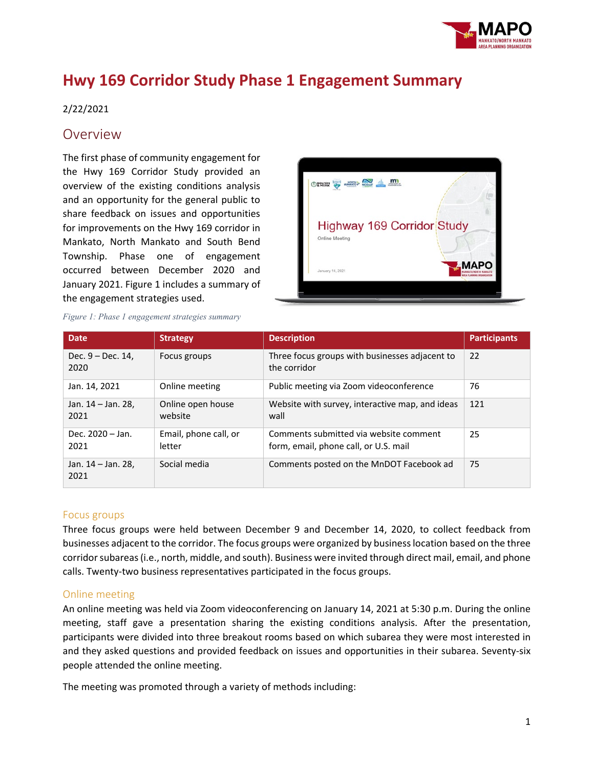# Hwy 169 Corridor Study Phase 1 Engagement Summary

2/22/2021

## Overview

The first phase of community engagement for the Hwy 169 Corridor Study provided an overview of the existing conditions analysis and an opportunity for the general public to share feedback on issues and opportunities for improvements on the Hwy 169 corridor in Mankato, North Mankato and South Bend Township. Phase one of engagement occurred between December 2020 and January 2021. Figure 1 includes a summary of the engagement strategies used.

*Figure 1: Phase 1 engagement strategies summary*

| Date | Strategy | Description | Participants |
|---|---|---|---|
| Dec. 9 – Dec. 14, 2020 | Focus groups | Three focus groups with businesses adjacent to the corridor | 22 |
| Jan. 14, 2021 | Online meeting | Public meeting via Zoom videoconference | 76 |
| Jan. 14 – Jan. 28, 2021 | Online open house website | Website with survey, interactive map, and ideas wall | 121 |
| Dec. 2020 – Jan. 2021 | Email, phone call, or letter | Comments submitted via website comment form, email, phone call, or U.S. mail | 25 |
| Jan. 14 – Jan. 28, 2021 | Social media | Comments posted on the MnDOT Facebook ad | 75 |

### Focus groups

Three focus groups were held between December 9 and December 14, 2020, to collect feedback from businesses adjacent to the corridor. The focus groups were organized by business location based on the three corridor subareas (i.e., north, middle, and south). Business were invited through direct mail, email, and phone calls. Twenty-two business representatives participated in the focus groups.

### Online meeting

An online meeting was held via Zoom videoconferencing on January 14, 2021 at 5:30 p.m. During the online meeting, staff gave a presentation sharing the existing conditions analysis. After the presentation, participants were divided into three breakout rooms based on which subarea they were most interested in and they asked questions and provided feedback on issues and opportunities in their subarea. Seventy-six people attended the online meeting.

The meeting was promoted through a variety of methods including: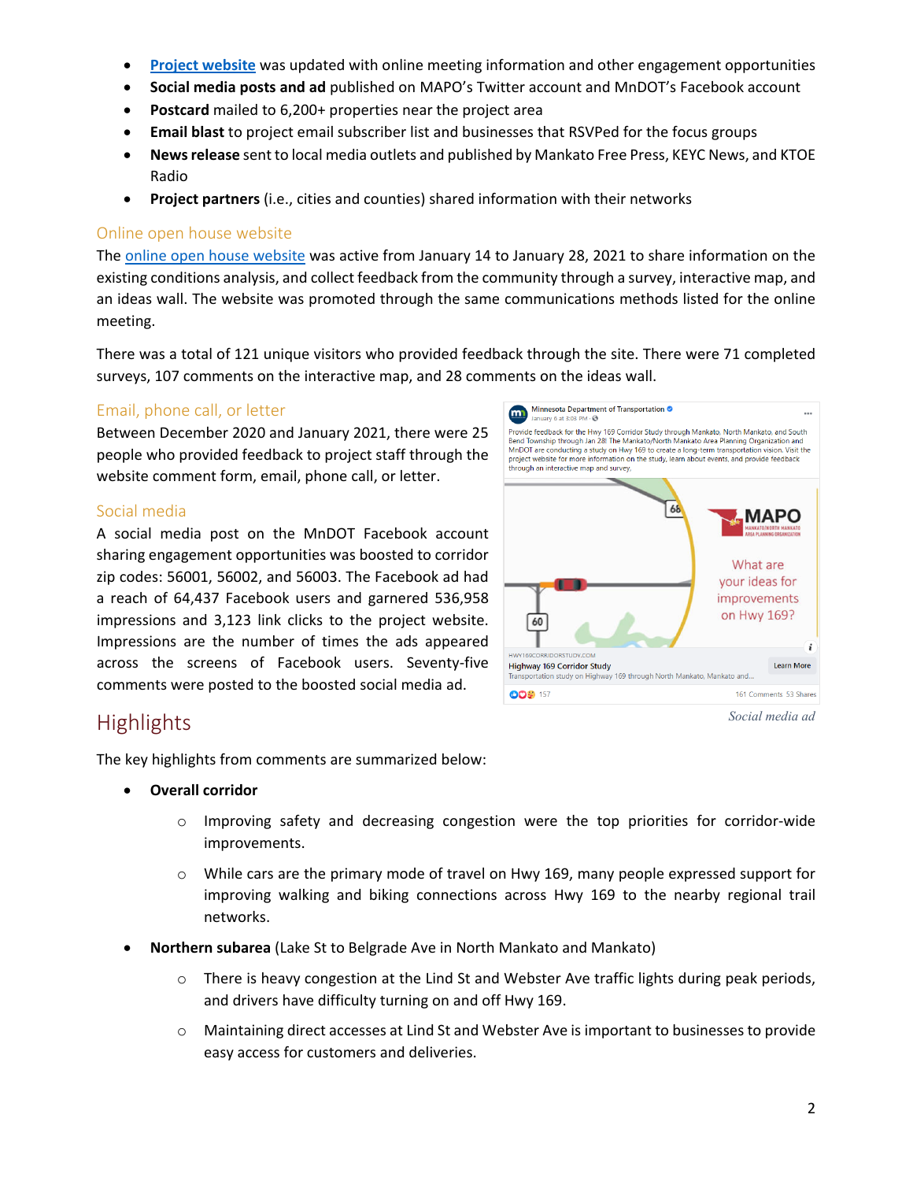- **[Project website](#)** was updated with online meeting information and other engagement opportunities
- **Social media posts and ad** published on MAPO's Twitter account and MnDOT's Facebook account
- **Postcard** mailed to 6,200+ properties near the project area
- **Email blast** to project email subscriber list and businesses that RSVPed for the focus groups
- **News release** sent to local media outlets and published by Mankato Free Press, KEYC News, and KTOE Radio
- **Project partners** (i.e., cities and counties) shared information with their networks

### Online open house website

The online open house website was active from January 14 to January 28, 2021 to share information on the existing conditions analysis, and collect feedback from the community through a survey, interactive map, and an ideas wall. The website was promoted through the same communications methods listed for the online meeting.

There was a total of 121 unique visitors who provided feedback through the site. There were 71 completed surveys, 107 comments on the interactive map, and 28 comments on the ideas wall.

### Email, phone call, or letter

Between December 2020 and January 2021, there were 25 people who provided feedback to project staff through the website comment form, email, phone call, or letter.

### Social media

A social media post on the MnDOT Facebook account sharing engagement opportunities was boosted to corridor zip codes: 56001, 56002, and 56003. The Facebook ad had a reach of 64,437 Facebook users and garnered 536,958 impressions and 3,123 link clicks to the project website. Impressions are the number of times the ads appeared across the screens of Facebook users. Seventy-five comments were posted to the boosted social media ad.

*Social media ad*

## Highlights

The key highlights from comments are summarized below:

- **Overall corridor**
  - Improving safety and decreasing congestion were the top priorities for corridor-wide improvements.
  - While cars are the primary mode of travel on Hwy 169, many people expressed support for improving walking and biking connections across Hwy 169 to the nearby regional trail networks.
- **Northern subarea** (Lake St to Belgrade Ave in North Mankato and Mankato)
  - There is heavy congestion at the Lind St and Webster Ave traffic lights during peak periods, and drivers have difficulty turning on and off Hwy 169.
  - Maintaining direct accesses at Lind St and Webster Ave is important to businesses to provide easy access for customers and deliveries.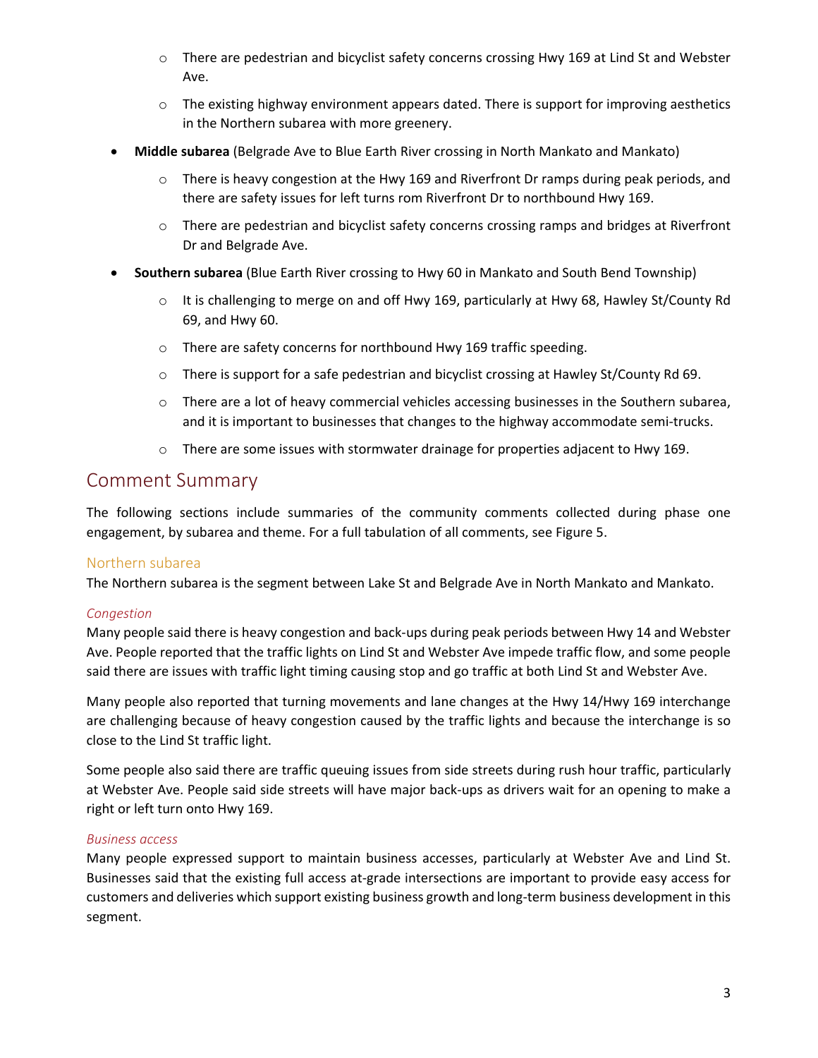- There are pedestrian and bicyclist safety concerns crossing Hwy 169 at Lind St and Webster Ave.
  - The existing highway environment appears dated. There is support for improving aesthetics in the Northern subarea with more greenery.
- **Middle subarea** (Belgrade Ave to Blue Earth River crossing in North Mankato and Mankato)
  - There is heavy congestion at the Hwy 169 and Riverfront Dr ramps during peak periods, and there are safety issues for left turns rom Riverfront Dr to northbound Hwy 169.
  - There are pedestrian and bicyclist safety concerns crossing ramps and bridges at Riverfront Dr and Belgrade Ave.
- **Southern subarea** (Blue Earth River crossing to Hwy 60 in Mankato and South Bend Township)
  - It is challenging to merge on and off Hwy 169, particularly at Hwy 68, Hawley St/County Rd 69, and Hwy 60.
  - There are safety concerns for northbound Hwy 169 traffic speeding.
  - There is support for a safe pedestrian and bicyclist crossing at Hawley St/County Rd 69.
  - There are a lot of heavy commercial vehicles accessing businesses in the Southern subarea, and it is important to businesses that changes to the highway accommodate semi-trucks.
  - There are some issues with stormwater drainage for properties adjacent to Hwy 169.

## Comment Summary

The following sections include summaries of the community comments collected during phase one engagement, by subarea and theme. For a full tabulation of all comments, see Figure 5.

### Northern subarea

The Northern subarea is the segment between Lake St and Belgrade Ave in North Mankato and Mankato.

#### *Congestion*

Many people said there is heavy congestion and back-ups during peak periods between Hwy 14 and Webster Ave. People reported that the traffic lights on Lind St and Webster Ave impede traffic flow, and some people said there are issues with traffic light timing causing stop and go traffic at both Lind St and Webster Ave.

Many people also reported that turning movements and lane changes at the Hwy 14/Hwy 169 interchange are challenging because of heavy congestion caused by the traffic lights and because the interchange is so close to the Lind St traffic light.

Some people also said there are traffic queuing issues from side streets during rush hour traffic, particularly at Webster Ave. People said side streets will have major back-ups as drivers wait for an opening to make a right or left turn onto Hwy 169.

#### *Business access*

Many people expressed support to maintain business accesses, particularly at Webster Ave and Lind St. Businesses said that the existing full access at-grade intersections are important to provide easy access for customers and deliveries which support existing business growth and long-term business development in this segment.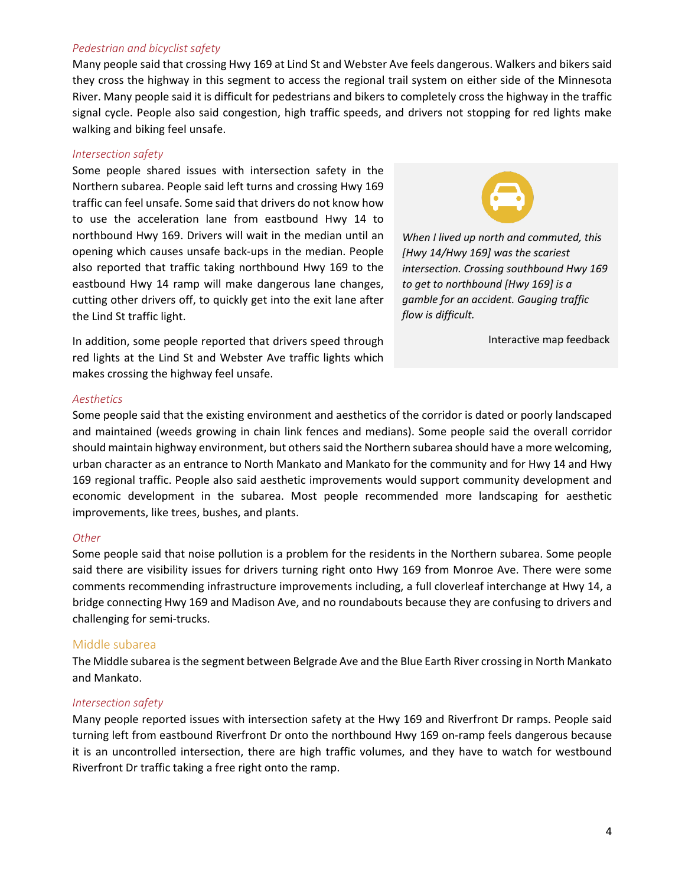*Pedestrian and bicyclist safety*

Many people said that crossing Hwy 169 at Lind St and Webster Ave feels dangerous. Walkers and bikers said they cross the highway in this segment to access the regional trail system on either side of the Minnesota River. Many people said it is difficult for pedestrians and bikers to completely cross the highway in the traffic signal cycle. People also said congestion, high traffic speeds, and drivers not stopping for red lights make walking and biking feel unsafe.

*Intersection safety*

Some people shared issues with intersection safety in the Northern subarea. People said left turns and crossing Hwy 169 traffic can feel unsafe. Some said that drivers do not know how to use the acceleration lane from eastbound Hwy 14 to northbound Hwy 169. Drivers will wait in the median until an opening which causes unsafe back-ups in the median. People also reported that traffic taking northbound Hwy 169 to the eastbound Hwy 14 ramp will make dangerous lane changes, cutting other drivers off, to quickly get into the exit lane after the Lind St traffic light.

In addition, some people reported that drivers speed through red lights at the Lind St and Webster Ave traffic lights which makes crossing the highway feel unsafe.

> *When I lived up north and commuted, this [Hwy 14/Hwy 169] was the scariest intersection. Crossing southbound Hwy 169 to get to northbound [Hwy 169] is a gamble for an accident. Gauging traffic flow is difficult.*
>
> Interactive map feedback

*Aesthetics*

Some people said that the existing environment and aesthetics of the corridor is dated or poorly landscaped and maintained (weeds growing in chain link fences and medians). Some people said the overall corridor should maintain highway environment, but others said the Northern subarea should have a more welcoming, urban character as an entrance to North Mankato and Mankato for the community and for Hwy 14 and Hwy 169 regional traffic. People also said aesthetic improvements would support community development and economic development in the subarea. Most people recommended more landscaping for aesthetic improvements, like trees, bushes, and plants.

*Other*

Some people said that noise pollution is a problem for the residents in the Northern subarea. Some people said there are visibility issues for drivers turning right onto Hwy 169 from Monroe Ave. There were some comments recommending infrastructure improvements including, a full cloverleaf interchange at Hwy 14, a bridge connecting Hwy 169 and Madison Ave, and no roundabouts because they are confusing to drivers and challenging for semi-trucks.

## Middle subarea

The Middle subarea is the segment between Belgrade Ave and the Blue Earth River crossing in North Mankato and Mankato.

*Intersection safety*

Many people reported issues with intersection safety at the Hwy 169 and Riverfront Dr ramps. People said turning left from eastbound Riverfront Dr onto the northbound Hwy 169 on-ramp feels dangerous because it is an uncontrolled intersection, there are high traffic volumes, and they have to watch for westbound Riverfront Dr traffic taking a free right onto the ramp.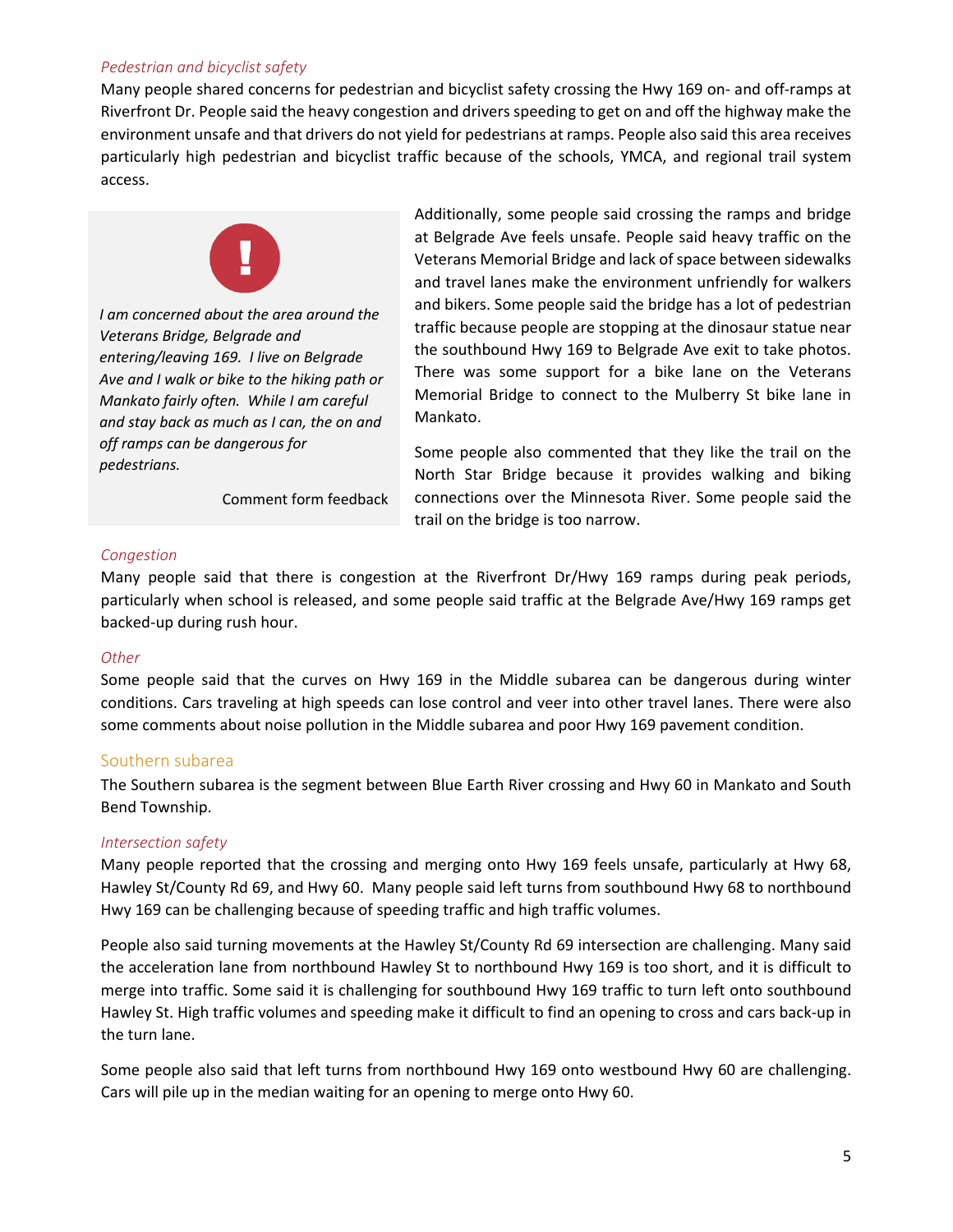#### *Pedestrian and bicyclist safety*

Many people shared concerns for pedestrian and bicyclist safety crossing the Hwy 169 on- and off-ramps at Riverfront Dr. People said the heavy congestion and drivers speeding to get on and off the highway make the environment unsafe and that drivers do not yield for pedestrians at ramps. People also said this area receives particularly high pedestrian and bicyclist traffic because of the schools, YMCA, and regional trail system access.

> *I am concerned about the area around the Veterans Bridge, Belgrade and entering/leaving 169. I live on Belgrade Ave and I walk or bike to the hiking path or Mankato fairly often. While I am careful and stay back as much as I can, the on and off ramps can be dangerous for pedestrians.*
>
> Comment form feedback

Additionally, some people said crossing the ramps and bridge at Belgrade Ave feels unsafe. People said heavy traffic on the Veterans Memorial Bridge and lack of space between sidewalks and travel lanes make the environment unfriendly for walkers and bikers. Some people said the bridge has a lot of pedestrian traffic because people are stopping at the dinosaur statue near the southbound Hwy 169 to Belgrade Ave exit to take photos. There was some support for a bike lane on the Veterans Memorial Bridge to connect to the Mulberry St bike lane in Mankato.

Some people also commented that they like the trail on the North Star Bridge because it provides walking and biking connections over the Minnesota River. Some people said the trail on the bridge is too narrow.

#### *Congestion*

Many people said that there is congestion at the Riverfront Dr/Hwy 169 ramps during peak periods, particularly when school is released, and some people said traffic at the Belgrade Ave/Hwy 169 ramps get backed-up during rush hour.

#### *Other*

Some people said that the curves on Hwy 169 in the Middle subarea can be dangerous during winter conditions. Cars traveling at high speeds can lose control and veer into other travel lanes. There were also some comments about noise pollution in the Middle subarea and poor Hwy 169 pavement condition.

### Southern subarea

The Southern subarea is the segment between Blue Earth River crossing and Hwy 60 in Mankato and South Bend Township.

#### *Intersection safety*

Many people reported that the crossing and merging onto Hwy 169 feels unsafe, particularly at Hwy 68, Hawley St/County Rd 69, and Hwy 60. Many people said left turns from southbound Hwy 68 to northbound Hwy 169 can be challenging because of speeding traffic and high traffic volumes.

People also said turning movements at the Hawley St/County Rd 69 intersection are challenging. Many said the acceleration lane from northbound Hawley St to northbound Hwy 169 is too short, and it is difficult to merge into traffic. Some said it is challenging for southbound Hwy 169 traffic to turn left onto southbound Hawley St. High traffic volumes and speeding make it difficult to find an opening to cross and cars back-up in the turn lane.

Some people also said that left turns from northbound Hwy 169 onto westbound Hwy 60 are challenging. Cars will pile up in the median waiting for an opening to merge onto Hwy 60.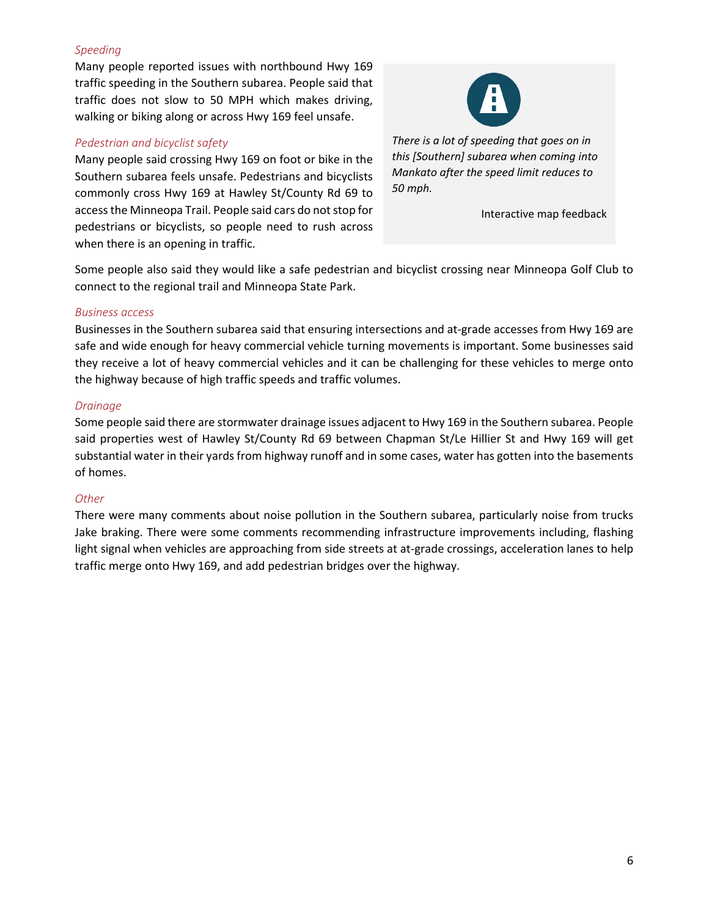### *Speeding*

Many people reported issues with northbound Hwy 169 traffic speeding in the Southern subarea. People said that traffic does not slow to 50 MPH which makes driving, walking or biking along or across Hwy 169 feel unsafe.

> *There is a lot of speeding that goes on in this [Southern] subarea when coming into Mankato after the speed limit reduces to 50 mph.*
>
> Interactive map feedback

### *Pedestrian and bicyclist safety*

Many people said crossing Hwy 169 on foot or bike in the Southern subarea feels unsafe. Pedestrians and bicyclists commonly cross Hwy 169 at Hawley St/County Rd 69 to access the Minneopa Trail. People said cars do not stop for pedestrians or bicyclists, so people need to rush across when there is an opening in traffic.

Some people also said they would like a safe pedestrian and bicyclist crossing near Minneopa Golf Club to connect to the regional trail and Minneopa State Park.

### *Business access*

Businesses in the Southern subarea said that ensuring intersections and at-grade accesses from Hwy 169 are safe and wide enough for heavy commercial vehicle turning movements is important. Some businesses said they receive a lot of heavy commercial vehicles and it can be challenging for these vehicles to merge onto the highway because of high traffic speeds and traffic volumes.

### *Drainage*

Some people said there are stormwater drainage issues adjacent to Hwy 169 in the Southern subarea. People said properties west of Hawley St/County Rd 69 between Chapman St/Le Hillier St and Hwy 169 will get substantial water in their yards from highway runoff and in some cases, water has gotten into the basements of homes.

### *Other*

There were many comments about noise pollution in the Southern subarea, particularly noise from trucks Jake braking. There were some comments recommending infrastructure improvements including, flashing light signal when vehicles are approaching from side streets at at-grade crossings, acceleration lanes to help traffic merge onto Hwy 169, and add pedestrian bridges over the highway.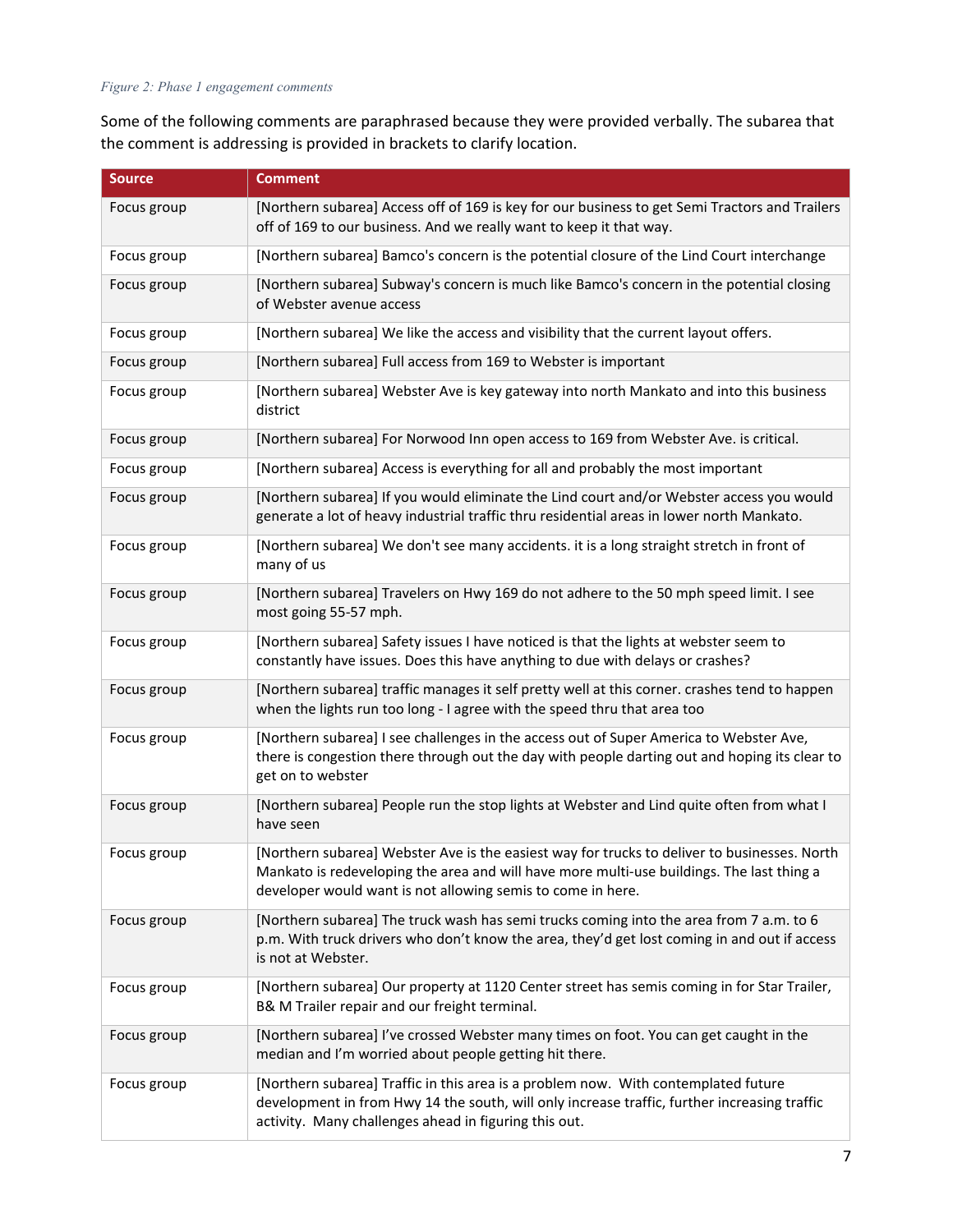*Figure 2: Phase 1 engagement comments*

Some of the following comments are paraphrased because they were provided verbally. The subarea that the comment is addressing is provided in brackets to clarify location.

| Source | Comment |
|---|---|
| Focus group | [Northern subarea] Access off of 169 is key for our business to get Semi Tractors and Trailers off of 169 to our business. And we really want to keep it that way. |
| Focus group | [Northern subarea] Bamco's concern is the potential closure of the Lind Court interchange |
| Focus group | [Northern subarea] Subway's concern is much like Bamco's concern in the potential closing of Webster avenue access |
| Focus group | [Northern subarea] We like the access and visibility that the current layout offers. |
| Focus group | [Northern subarea] Full access from 169 to Webster is important |
| Focus group | [Northern subarea] Webster Ave is key gateway into north Mankato and into this business district |
| Focus group | [Northern subarea] For Norwood Inn open access to 169 from Webster Ave. is critical. |
| Focus group | [Northern subarea] Access is everything for all and probably the most important |
| Focus group | [Northern subarea] If you would eliminate the Lind court and/or Webster access you would generate a lot of heavy industrial traffic thru residential areas in lower north Mankato. |
| Focus group | [Northern subarea] We don't see many accidents. it is a long straight stretch in front of many of us |
| Focus group | [Northern subarea] Travelers on Hwy 169 do not adhere to the 50 mph speed limit. I see most going 55-57 mph. |
| Focus group | [Northern subarea] Safety issues I have noticed is that the lights at webster seem to constantly have issues. Does this have anything to due with delays or crashes? |
| Focus group | [Northern subarea] traffic manages it self pretty well at this corner. crashes tend to happen when the lights run too long - I agree with the speed thru that area too |
| Focus group | [Northern subarea] I see challenges in the access out of Super America to Webster Ave, there is congestion there through out the day with people darting out and hoping its clear to get on to webster |
| Focus group | [Northern subarea] People run the stop lights at Webster and Lind quite often from what I have seen |
| Focus group | [Northern subarea] Webster Ave is the easiest way for trucks to deliver to businesses. North Mankato is redeveloping the area and will have more multi-use buildings. The last thing a developer would want is not allowing semis to come in here. |
| Focus group | [Northern subarea] The truck wash has semi trucks coming into the area from 7 a.m. to 6 p.m. With truck drivers who don't know the area, they'd get lost coming in and out if access is not at Webster. |
| Focus group | [Northern subarea] Our property at 1120 Center street has semis coming in for Star Trailer, B& M Trailer repair and our freight terminal. |
| Focus group | [Northern subarea] I've crossed Webster many times on foot. You can get caught in the median and I'm worried about people getting hit there. |
| Focus group | [Northern subarea] Traffic in this area is a problem now. With contemplated future development in from Hwy 14 the south, will only increase traffic, further increasing traffic activity. Many challenges ahead in figuring this out. |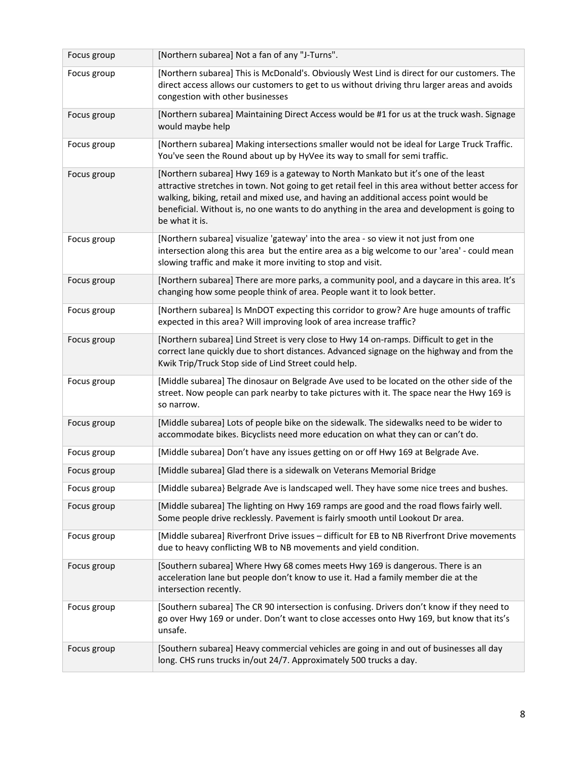| | |
|---|---|
| Focus group | [Northern subarea] Not a fan of any "J-Turns". |
| Focus group | [Northern subarea] This is McDonald's. Obviously West Lind is direct for our customers. The direct access allows our customers to get to us without driving thru larger areas and avoids congestion with other businesses |
| Focus group | [Northern subarea] Maintaining Direct Access would be #1 for us at the truck wash. Signage would maybe help |
| Focus group | [Northern subarea] Making intersections smaller would not be ideal for Large Truck Traffic. You've seen the Round about up by HyVee its way to small for semi traffic. |
| Focus group | [Northern subarea] Hwy 169 is a gateway to North Mankato but it's one of the least attractive stretches in town. Not going to get retail feel in this area without better access for walking, biking, retail and mixed use, and having an additional access point would be beneficial. Without is, no one wants to do anything in the area and development is going to be what it is. |
| Focus group | [Northern subarea] visualize 'gateway' into the area - so view it not just from one intersection along this area but the entire area as a big welcome to our 'area' - could mean slowing traffic and make it more inviting to stop and visit. |
| Focus group | [Northern subarea] There are more parks, a community pool, and a daycare in this area. It's changing how some people think of area. People want it to look better. |
| Focus group | [Northern subarea] Is MnDOT expecting this corridor to grow? Are huge amounts of traffic expected in this area? Will improving look of area increase traffic? |
| Focus group | [Northern subarea] Lind Street is very close to Hwy 14 on-ramps. Difficult to get in the correct lane quickly due to short distances. Advanced signage on the highway and from the Kwik Trip/Truck Stop side of Lind Street could help. |
| Focus group | [Middle subarea] The dinosaur on Belgrade Ave used to be located on the other side of the street. Now people can park nearby to take pictures with it. The space near the Hwy 169 is so narrow. |
| Focus group | [Middle subarea] Lots of people bike on the sidewalk. The sidewalks need to be wider to accommodate bikes. Bicyclists need more education on what they can or can't do. |
| Focus group | [Middle subarea] Don't have any issues getting on or off Hwy 169 at Belgrade Ave. |
| Focus group | [Middle subarea] Glad there is a sidewalk on Veterans Memorial Bridge |
| Focus group | [Middle subarea} Belgrade Ave is landscaped well. They have some nice trees and bushes. |
| Focus group | [Middle subarea] The lighting on Hwy 169 ramps are good and the road flows fairly well. Some people drive recklessly. Pavement is fairly smooth until Lookout Dr area. |
| Focus group | [Middle subarea] Riverfront Drive issues – difficult for EB to NB Riverfront Drive movements due to heavy conflicting WB to NB movements and yield condition. |
| Focus group | [Southern subarea] Where Hwy 68 comes meets Hwy 169 is dangerous. There is an acceleration lane but people don't know to use it. Had a family member die at the intersection recently. |
| Focus group | [Southern subarea] The CR 90 intersection is confusing. Drivers don't know if they need to go over Hwy 169 or under. Don't want to close accesses onto Hwy 169, but know that it's unsafe. |
| Focus group | [Southern subarea] Heavy commercial vehicles are going in and out of businesses all day long. CHS runs trucks in/out 24/7. Approximately 500 trucks a day. |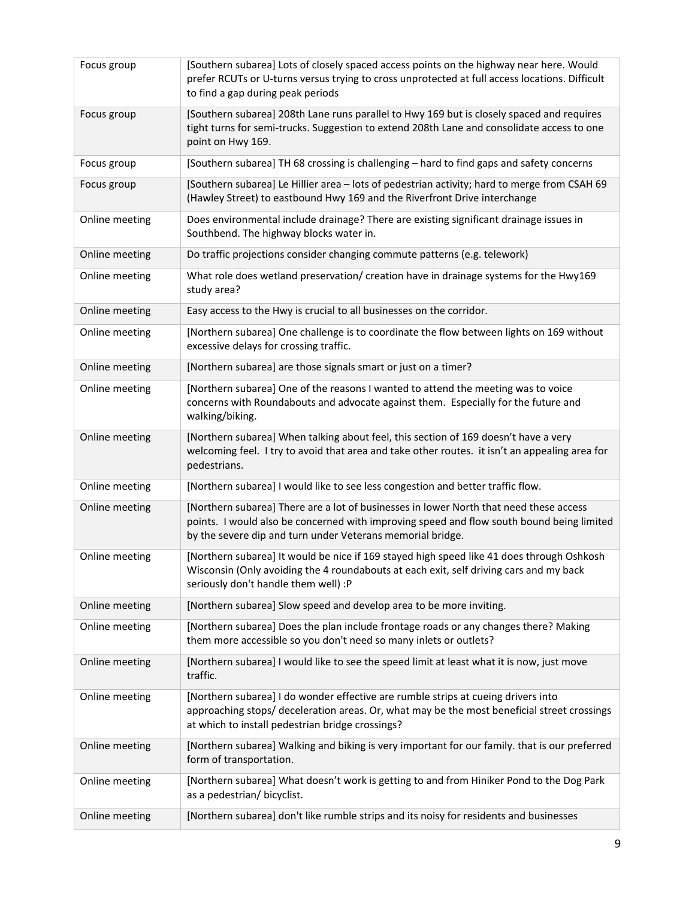| | |
|---|---|
| Focus group | [Southern subarea] Lots of closely spaced access points on the highway near here. Would prefer RCUTs or U-turns versus trying to cross unprotected at full access locations. Difficult to find a gap during peak periods |
| Focus group | [Southern subarea] 208th Lane runs parallel to Hwy 169 but is closely spaced and requires tight turns for semi-trucks. Suggestion to extend 208th Lane and consolidate access to one point on Hwy 169. |
| Focus group | [Southern subarea] TH 68 crossing is challenging – hard to find gaps and safety concerns |
| Focus group | [Southern subarea] Le Hillier area – lots of pedestrian activity; hard to merge from CSAH 69 (Hawley Street) to eastbound Hwy 169 and the Riverfront Drive interchange |
| Online meeting | Does environmental include drainage? There are existing significant drainage issues in Southbend. The highway blocks water in. |
| Online meeting | Do traffic projections consider changing commute patterns (e.g. telework) |
| Online meeting | What role does wetland preservation/ creation have in drainage systems for the Hwy169 study area? |
| Online meeting | Easy access to the Hwy is crucial to all businesses on the corridor. |
| Online meeting | [Northern subarea] One challenge is to coordinate the flow between lights on 169 without excessive delays for crossing traffic. |
| Online meeting | [Northern subarea] are those signals smart or just on a timer? |
| Online meeting | [Northern subarea] One of the reasons I wanted to attend the meeting was to voice concerns with Roundabouts and advocate against them. Especially for the future and walking/biking. |
| Online meeting | [Northern subarea] When talking about feel, this section of 169 doesn't have a very welcoming feel. I try to avoid that area and take other routes. it isn't an appealing area for pedestrians. |
| Online meeting | [Northern subarea] I would like to see less congestion and better traffic flow. |
| Online meeting | [Northern subarea] There are a lot of businesses in lower North that need these access points. I would also be concerned with improving speed and flow south bound being limited by the severe dip and turn under Veterans memorial bridge. |
| Online meeting | [Northern subarea] It would be nice if 169 stayed high speed like 41 does through Oshkosh Wisconsin (Only avoiding the 4 roundabouts at each exit, self driving cars and my back seriously don't handle them well) :P |
| Online meeting | [Northern subarea] Slow speed and develop area to be more inviting. |
| Online meeting | [Northern subarea] Does the plan include frontage roads or any changes there? Making them more accessible so you don't need so many inlets or outlets? |
| Online meeting | [Northern subarea] I would like to see the speed limit at least what it is now, just move traffic. |
| Online meeting | [Northern subarea] I do wonder effective are rumble strips at cueing drivers into approaching stops/ deceleration areas. Or, what may be the most beneficial street crossings at which to install pedestrian bridge crossings? |
| Online meeting | [Northern subarea] Walking and biking is very important for our family. that is our preferred form of transportation. |
| Online meeting | [Northern subarea] What doesn't work is getting to and from Hiniker Pond to the Dog Park as a pedestrian/ bicyclist. |
| Online meeting | [Northern subarea] don't like rumble strips and its noisy for residents and businesses |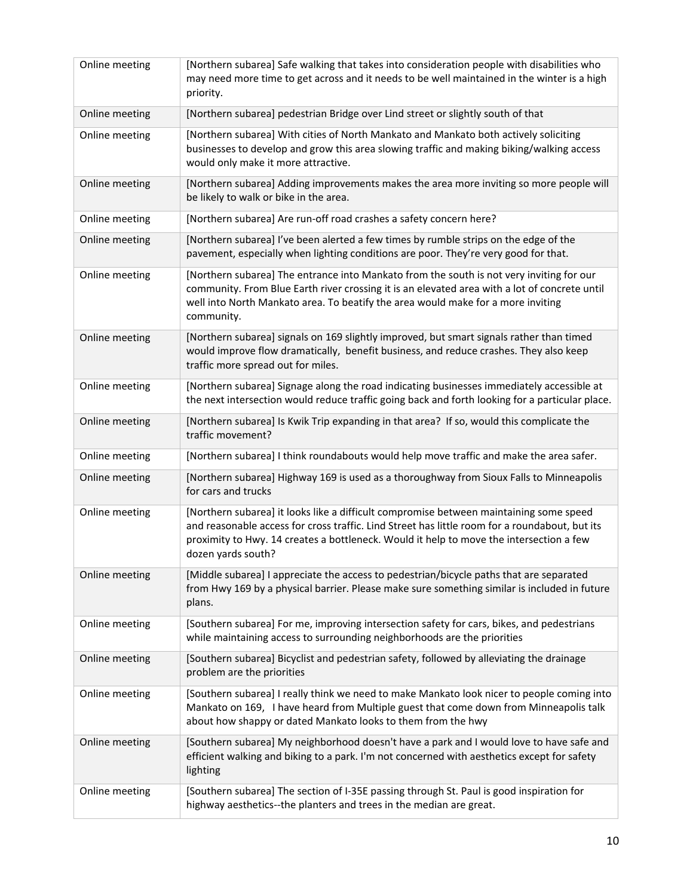| | |
|---|---|
| Online meeting | [Northern subarea] Safe walking that takes into consideration people with disabilities who may need more time to get across and it needs to be well maintained in the winter is a high priority. |
| Online meeting | [Northern subarea] pedestrian Bridge over Lind street or slightly south of that |
| Online meeting | [Northern subarea] With cities of North Mankato and Mankato both actively soliciting businesses to develop and grow this area slowing traffic and making biking/walking access would only make it more attractive. |
| Online meeting | [Northern subarea] Adding improvements makes the area more inviting so more people will be likely to walk or bike in the area. |
| Online meeting | [Northern subarea] Are run-off road crashes a safety concern here? |
| Online meeting | [Northern subarea] I've been alerted a few times by rumble strips on the edge of the pavement, especially when lighting conditions are poor. They're very good for that. |
| Online meeting | [Northern subarea] The entrance into Mankato from the south is not very inviting for our community. From Blue Earth river crossing it is an elevated area with a lot of concrete until well into North Mankato area. To beatify the area would make for a more inviting community. |
| Online meeting | [Northern subarea] signals on 169 slightly improved, but smart signals rather than timed would improve flow dramatically, benefit business, and reduce crashes. They also keep traffic more spread out for miles. |
| Online meeting | [Northern subarea] Signage along the road indicating businesses immediately accessible at the next intersection would reduce traffic going back and forth looking for a particular place. |
| Online meeting | [Northern subarea] Is Kwik Trip expanding in that area? If so, would this complicate the traffic movement? |
| Online meeting | [Northern subarea] I think roundabouts would help move traffic and make the area safer. |
| Online meeting | [Northern subarea] Highway 169 is used as a thoroughway from Sioux Falls to Minneapolis for cars and trucks |
| Online meeting | [Northern subarea] it looks like a difficult compromise between maintaining some speed and reasonable access for cross traffic. Lind Street has little room for a roundabout, but its proximity to Hwy. 14 creates a bottleneck. Would it help to move the intersection a few dozen yards south? |
| Online meeting | [Middle subarea] I appreciate the access to pedestrian/bicycle paths that are separated from Hwy 169 by a physical barrier. Please make sure something similar is included in future plans. |
| Online meeting | [Southern subarea] For me, improving intersection safety for cars, bikes, and pedestrians while maintaining access to surrounding neighborhoods are the priorities |
| Online meeting | [Southern subarea] Bicyclist and pedestrian safety, followed by alleviating the drainage problem are the priorities |
| Online meeting | [Southern subarea] I really think we need to make Mankato look nicer to people coming into Mankato on 169, I have heard from Multiple guest that come down from Minneapolis talk about how shappy or dated Mankato looks to them from the hwy |
| Online meeting | [Southern subarea] My neighborhood doesn't have a park and I would love to have safe and efficient walking and biking to a park. I'm not concerned with aesthetics except for safety lighting |
| Online meeting | [Southern subarea] The section of I-35E passing through St. Paul is good inspiration for highway aesthetics--the planters and trees in the median are great. |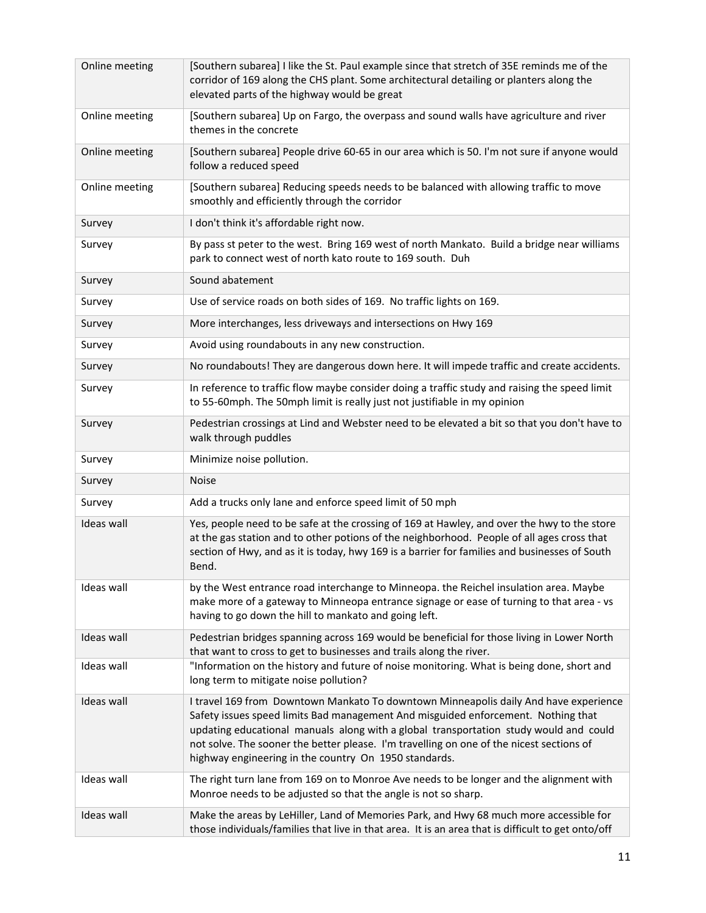| | |
|---|---|
| Online meeting | [Southern subarea] I like the St. Paul example since that stretch of 35E reminds me of the corridor of 169 along the CHS plant. Some architectural detailing or planters along the elevated parts of the highway would be great |
| Online meeting | [Southern subarea] Up on Fargo, the overpass and sound walls have agriculture and river themes in the concrete |
| Online meeting | [Southern subarea] People drive 60-65 in our area which is 50. I'm not sure if anyone would follow a reduced speed |
| Online meeting | [Southern subarea] Reducing speeds needs to be balanced with allowing traffic to move smoothly and efficiently through the corridor |
| Survey | I don't think it's affordable right now. |
| Survey | By pass st peter to the west. Bring 169 west of north Mankato. Build a bridge near williams park to connect west of north kato route to 169 south. Duh |
| Survey | Sound abatement |
| Survey | Use of service roads on both sides of 169. No traffic lights on 169. |
| Survey | More interchanges, less driveways and intersections on Hwy 169 |
| Survey | Avoid using roundabouts in any new construction. |
| Survey | No roundabouts! They are dangerous down here. It will impede traffic and create accidents. |
| Survey | In reference to traffic flow maybe consider doing a traffic study and raising the speed limit to 55-60mph. The 50mph limit is really just not justifiable in my opinion |
| Survey | Pedestrian crossings at Lind and Webster need to be elevated a bit so that you don't have to walk through puddles |
| Survey | Minimize noise pollution. |
| Survey | Noise |
| Survey | Add a trucks only lane and enforce speed limit of 50 mph |
| Ideas wall | Yes, people need to be safe at the crossing of 169 at Hawley, and over the hwy to the store at the gas station and to other potions of the neighborhood. People of all ages cross that section of Hwy, and as it is today, hwy 169 is a barrier for families and businesses of South Bend. |
| Ideas wall | by the West entrance road interchange to Minneopa. the Reichel insulation area. Maybe make more of a gateway to Minneopa entrance signage or ease of turning to that area - vs having to go down the hill to mankato and going left. |
| Ideas wall | Pedestrian bridges spanning across 169 would be beneficial for those living in Lower North that want to cross to get to businesses and trails along the river. |
| Ideas wall | "Information on the history and future of noise monitoring. What is being done, short and long term to mitigate noise pollution? |
| Ideas wall | I travel 169 from Downtown Mankato To downtown Minneapolis daily And have experience Safety issues speed limits Bad management And misguided enforcement. Nothing that updating educational manuals along with a global transportation study would and could not solve. The sooner the better please. I'm travelling on one of the nicest sections of highway engineering in the country On 1950 standards. |
| Ideas wall | The right turn lane from 169 on to Monroe Ave needs to be longer and the alignment with Monroe needs to be adjusted so that the angle is not so sharp. |
| Ideas wall | Make the areas by LeHiller, Land of Memories Park, and Hwy 68 much more accessible for those individuals/families that live in that area. It is an area that is difficult to get onto/off |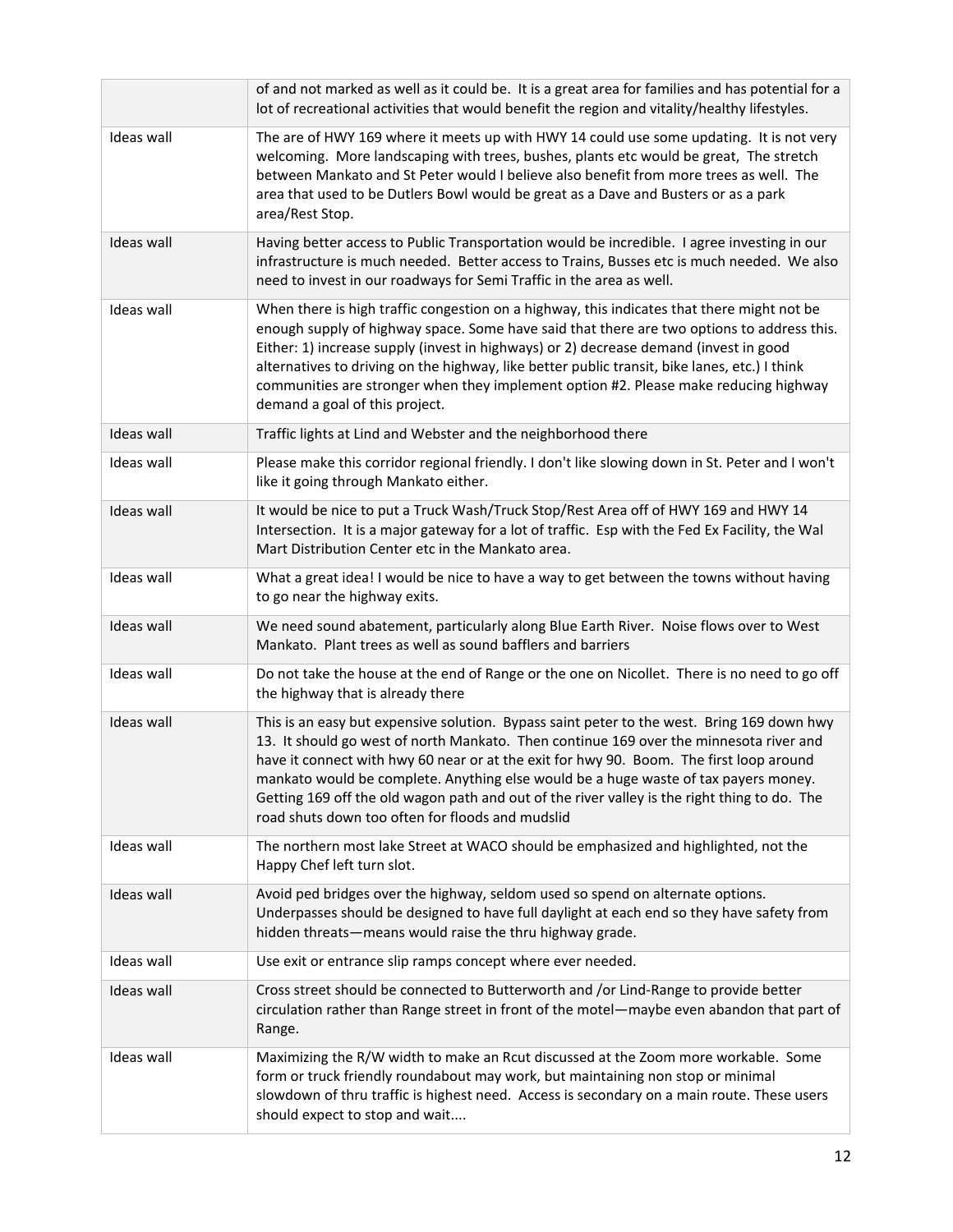| | |
|---|---|
| | of and not marked as well as it could be. It is a great area for families and has potential for a lot of recreational activities that would benefit the region and vitality/healthy lifestyles. |
| Ideas wall | The are of HWY 169 where it meets up with HWY 14 could use some updating. It is not very welcoming. More landscaping with trees, bushes, plants etc would be great, The stretch between Mankato and St Peter would I believe also benefit from more trees as well. The area that used to be Dutlers Bowl would be great as a Dave and Busters or as a park area/Rest Stop. |
| Ideas wall | Having better access to Public Transportation would be incredible. I agree investing in our infrastructure is much needed. Better access to Trains, Busses etc is much needed. We also need to invest in our roadways for Semi Traffic in the area as well. |
| Ideas wall | When there is high traffic congestion on a highway, this indicates that there might not be enough supply of highway space. Some have said that there are two options to address this. Either: 1) increase supply (invest in highways) or 2) decrease demand (invest in good alternatives to driving on the highway, like better public transit, bike lanes, etc.) I think communities are stronger when they implement option #2. Please make reducing highway demand a goal of this project. |
| Ideas wall | Traffic lights at Lind and Webster and the neighborhood there |
| Ideas wall | Please make this corridor regional friendly. I don't like slowing down in St. Peter and I won't like it going through Mankato either. |
| Ideas wall | It would be nice to put a Truck Wash/Truck Stop/Rest Area off of HWY 169 and HWY 14 Intersection. It is a major gateway for a lot of traffic. Esp with the Fed Ex Facility, the Wal Mart Distribution Center etc in the Mankato area. |
| Ideas wall | What a great idea! I would be nice to have a way to get between the towns without having to go near the highway exits. |
| Ideas wall | We need sound abatement, particularly along Blue Earth River. Noise flows over to West Mankato. Plant trees as well as sound bafflers and barriers |
| Ideas wall | Do not take the house at the end of Range or the one on Nicollet. There is no need to go off the highway that is already there |
| Ideas wall | This is an easy but expensive solution. Bypass saint peter to the west. Bring 169 down hwy 13. It should go west of north Mankato. Then continue 169 over the minnesota river and have it connect with hwy 60 near or at the exit for hwy 90. Boom. The first loop around mankato would be complete. Anything else would be a huge waste of tax payers money. Getting 169 off the old wagon path and out of the river valley is the right thing to do. The road shuts down too often for floods and mudslid |
| Ideas wall | The northern most lake Street at WACO should be emphasized and highlighted, not the Happy Chef left turn slot. |
| Ideas wall | Avoid ped bridges over the highway, seldom used so spend on alternate options. Underpasses should be designed to have full daylight at each end so they have safety from hidden threats—means would raise the thru highway grade. |
| Ideas wall | Use exit or entrance slip ramps concept where ever needed. |
| Ideas wall | Cross street should be connected to Butterworth and /or Lind-Range to provide better circulation rather than Range street in front of the motel—maybe even abandon that part of Range. |
| Ideas wall | Maximizing the R/W width to make an Rcut discussed at the Zoom more workable. Some form or truck friendly roundabout may work, but maintaining non stop or minimal slowdown of thru traffic is highest need. Access is secondary on a main route. These users should expect to stop and wait.... |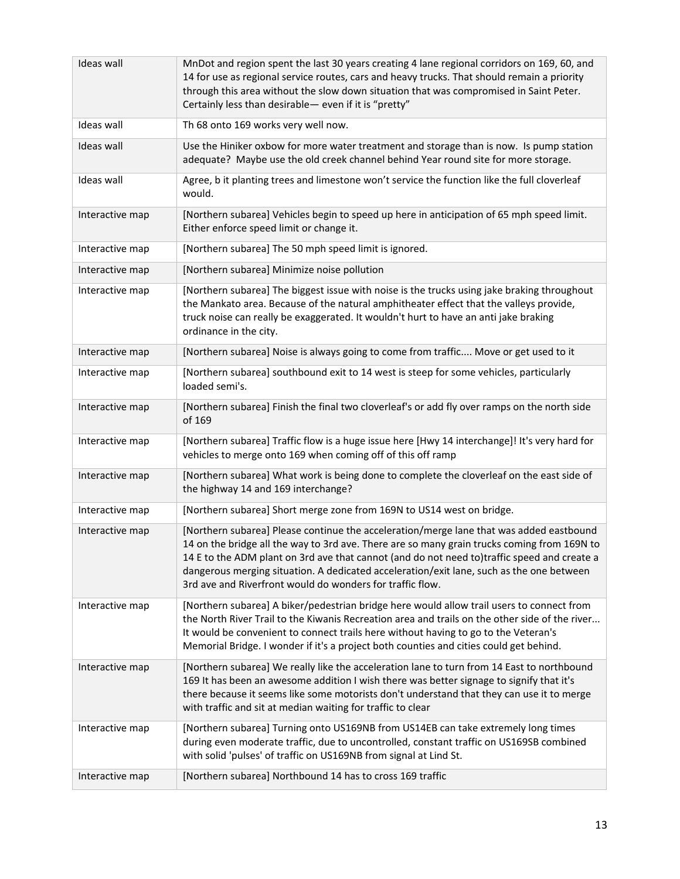| | |
|---|---|
| Ideas wall | MnDot and region spent the last 30 years creating 4 lane regional corridors on 169, 60, and 14 for use as regional service routes, cars and heavy trucks. That should remain a priority through this area without the slow down situation that was compromised in Saint Peter. Certainly less than desirable— even if it is "pretty" |
| Ideas wall | Th 68 onto 169 works very well now. |
| Ideas wall | Use the Hiniker oxbow for more water treatment and storage than is now. Is pump station adequate? Maybe use the old creek channel behind Year round site for more storage. |
| Ideas wall | Agree, b it planting trees and limestone won't service the function like the full cloverleaf would. |
| Interactive map | [Northern subarea] Vehicles begin to speed up here in anticipation of 65 mph speed limit. Either enforce speed limit or change it. |
| Interactive map | [Northern subarea] The 50 mph speed limit is ignored. |
| Interactive map | [Northern subarea] Minimize noise pollution |
| Interactive map | [Northern subarea] The biggest issue with noise is the trucks using jake braking throughout the Mankato area. Because of the natural amphitheater effect that the valleys provide, truck noise can really be exaggerated. It wouldn't hurt to have an anti jake braking ordinance in the city. |
| Interactive map | [Northern subarea] Noise is always going to come from traffic.... Move or get used to it |
| Interactive map | [Northern subarea] southbound exit to 14 west is steep for some vehicles, particularly loaded semi's. |
| Interactive map | [Northern subarea] Finish the final two cloverleaf's or add fly over ramps on the north side of 169 |
| Interactive map | [Northern subarea] Traffic flow is a huge issue here [Hwy 14 interchange]! It's very hard for vehicles to merge onto 169 when coming off of this off ramp |
| Interactive map | [Northern subarea] What work is being done to complete the cloverleaf on the east side of the highway 14 and 169 interchange? |
| Interactive map | [Northern subarea] Short merge zone from 169N to US14 west on bridge. |
| Interactive map | [Northern subarea] Please continue the acceleration/merge lane that was added eastbound 14 on the bridge all the way to 3rd ave. There are so many grain trucks coming from 169N to 14 E to the ADM plant on 3rd ave that cannot (and do not need to)traffic speed and create a dangerous merging situation. A dedicated acceleration/exit lane, such as the one between 3rd ave and Riverfront would do wonders for traffic flow. |
| Interactive map | [Northern subarea] A biker/pedestrian bridge here would allow trail users to connect from the North River Trail to the Kiwanis Recreation area and trails on the other side of the river... It would be convenient to connect trails here without having to go to the Veteran's Memorial Bridge. I wonder if it's a project both counties and cities could get behind. |
| Interactive map | [Northern subarea] We really like the acceleration lane to turn from 14 East to northbound 169 It has been an awesome addition I wish there was better signage to signify that it's there because it seems like some motorists don't understand that they can use it to merge with traffic and sit at median waiting for traffic to clear |
| Interactive map | [Northern subarea] Turning onto US169NB from US14EB can take extremely long times during even moderate traffic, due to uncontrolled, constant traffic on US169SB combined with solid 'pulses' of traffic on US169NB from signal at Lind St. |
| Interactive map | [Northern subarea] Northbound 14 has to cross 169 traffic |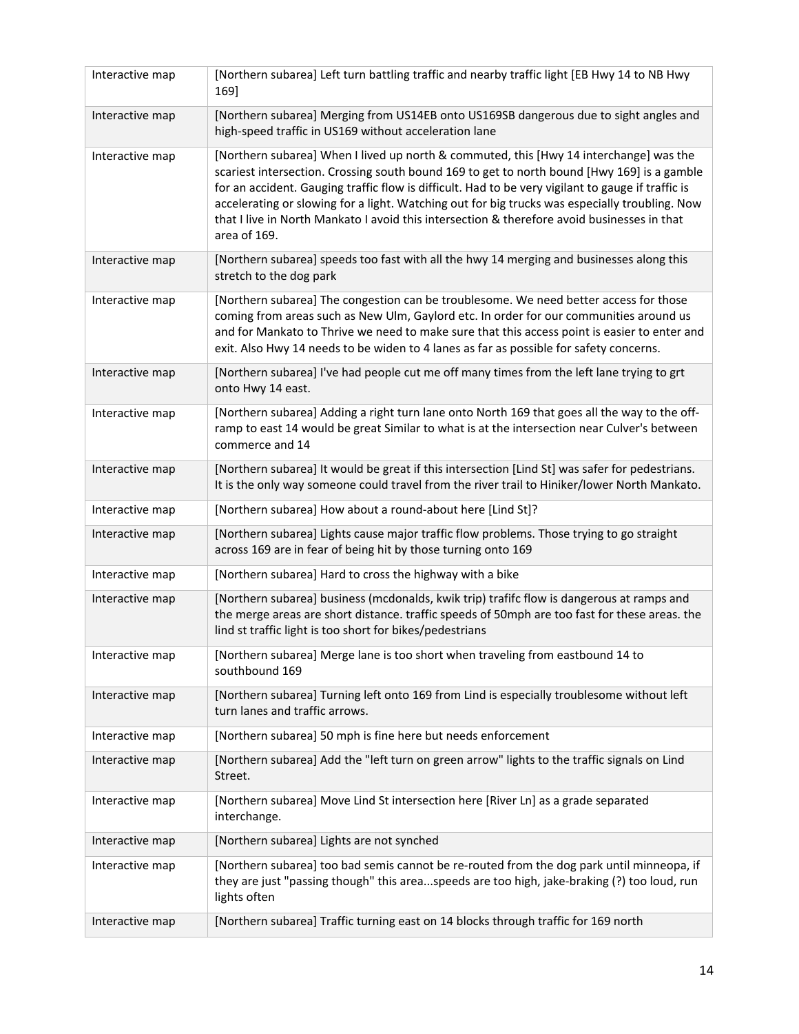| | |
|---|---|
| Interactive map | [Northern subarea] Left turn battling traffic and nearby traffic light [EB Hwy 14 to NB Hwy 169] |
| Interactive map | [Northern subarea] Merging from US14EB onto US169SB dangerous due to sight angles and high-speed traffic in US169 without acceleration lane |
| Interactive map | [Northern subarea] When I lived up north & commuted, this [Hwy 14 interchange] was the scariest intersection. Crossing south bound 169 to get to north bound [Hwy 169] is a gamble for an accident. Gauging traffic flow is difficult. Had to be very vigilant to gauge if traffic is accelerating or slowing for a light. Watching out for big trucks was especially troubling. Now that I live in North Mankato I avoid this intersection & therefore avoid businesses in that area of 169. |
| Interactive map | [Northern subarea] speeds too fast with all the hwy 14 merging and businesses along this stretch to the dog park |
| Interactive map | [Northern subarea] The congestion can be troublesome. We need better access for those coming from areas such as New Ulm, Gaylord etc. In order for our communities around us and for Mankato to Thrive we need to make sure that this access point is easier to enter and exit. Also Hwy 14 needs to be widen to 4 lanes as far as possible for safety concerns. |
| Interactive map | [Northern subarea] I've had people cut me off many times from the left lane trying to grt onto Hwy 14 east. |
| Interactive map | [Northern subarea] Adding a right turn lane onto North 169 that goes all the way to the off-ramp to east 14 would be great Similar to what is at the intersection near Culver's between commerce and 14 |
| Interactive map | [Northern subarea] It would be great if this intersection [Lind St] was safer for pedestrians. It is the only way someone could travel from the river trail to Hiniker/lower North Mankato. |
| Interactive map | [Northern subarea] How about a round-about here [Lind St]? |
| Interactive map | [Northern subarea] Lights cause major traffic flow problems. Those trying to go straight across 169 are in fear of being hit by those turning onto 169 |
| Interactive map | [Northern subarea] Hard to cross the highway with a bike |
| Interactive map | [Northern subarea] business (mcdonalds, kwik trip) trafifc flow is dangerous at ramps and the merge areas are short distance. traffic speeds of 50mph are too fast for these areas. the lind st traffic light is too short for bikes/pedestrians |
| Interactive map | [Northern subarea] Merge lane is too short when traveling from eastbound 14 to southbound 169 |
| Interactive map | [Northern subarea] Turning left onto 169 from Lind is especially troublesome without left turn lanes and traffic arrows. |
| Interactive map | [Northern subarea] 50 mph is fine here but needs enforcement |
| Interactive map | [Northern subarea] Add the "left turn on green arrow" lights to the traffic signals on Lind Street. |
| Interactive map | [Northern subarea] Move Lind St intersection here [River Ln] as a grade separated interchange. |
| Interactive map | [Northern subarea] Lights are not synched |
| Interactive map | [Northern subarea] too bad semis cannot be re-routed from the dog park until minneopa, if they are just "passing though" this area...speeds are too high, jake-braking (?) too loud, run lights often |
| Interactive map | [Northern subarea] Traffic turning east on 14 blocks through traffic for 169 north |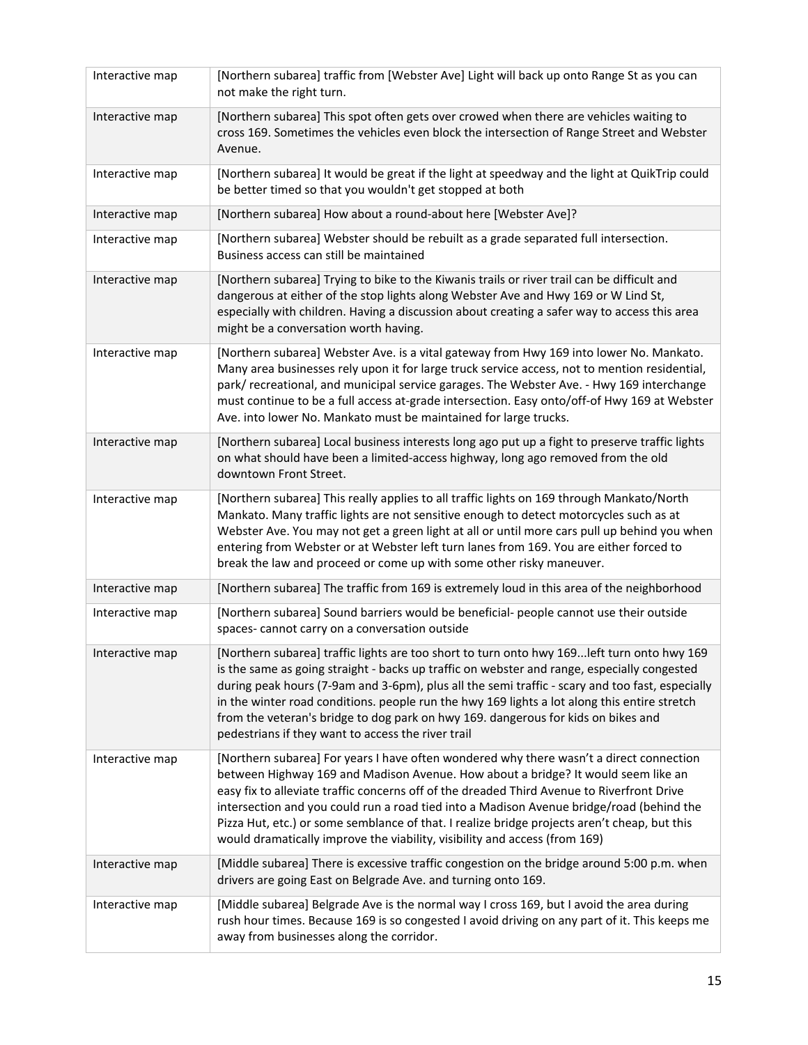| | |
|---|---|
| Interactive map | [Northern subarea] traffic from [Webster Ave] Light will back up onto Range St as you can not make the right turn. |
| Interactive map | [Northern subarea] This spot often gets over crowed when there are vehicles waiting to cross 169. Sometimes the vehicles even block the intersection of Range Street and Webster Avenue. |
| Interactive map | [Northern subarea] It would be great if the light at speedway and the light at QuikTrip could be better timed so that you wouldn't get stopped at both |
| Interactive map | [Northern subarea] How about a round-about here [Webster Ave]? |
| Interactive map | [Northern subarea] Webster should be rebuilt as a grade separated full intersection. Business access can still be maintained |
| Interactive map | [Northern subarea] Trying to bike to the Kiwanis trails or river trail can be difficult and dangerous at either of the stop lights along Webster Ave and Hwy 169 or W Lind St, especially with children. Having a discussion about creating a safer way to access this area might be a conversation worth having. |
| Interactive map | [Northern subarea] Webster Ave. is a vital gateway from Hwy 169 into lower No. Mankato. Many area businesses rely upon it for large truck service access, not to mention residential, park/ recreational, and municipal service garages. The Webster Ave. - Hwy 169 interchange must continue to be a full access at-grade intersection. Easy onto/off-of Hwy 169 at Webster Ave. into lower No. Mankato must be maintained for large trucks. |
| Interactive map | [Northern subarea] Local business interests long ago put up a fight to preserve traffic lights on what should have been a limited-access highway, long ago removed from the old downtown Front Street. |
| Interactive map | [Northern subarea] This really applies to all traffic lights on 169 through Mankato/North Mankato. Many traffic lights are not sensitive enough to detect motorcycles such as at Webster Ave. You may not get a green light at all or until more cars pull up behind you when entering from Webster or at Webster left turn lanes from 169. You are either forced to break the law and proceed or come up with some other risky maneuver. |
| Interactive map | [Northern subarea] The traffic from 169 is extremely loud in this area of the neighborhood |
| Interactive map | [Northern subarea] Sound barriers would be beneficial- people cannot use their outside spaces- cannot carry on a conversation outside |
| Interactive map | [Northern subarea] traffic lights are too short to turn onto hwy 169...left turn onto hwy 169 is the same as going straight - backs up traffic on webster and range, especially congested during peak hours (7-9am and 3-6pm), plus all the semi traffic - scary and too fast, especially in the winter road conditions. people run the hwy 169 lights a lot along this entire stretch from the veteran's bridge to dog park on hwy 169. dangerous for kids on bikes and pedestrians if they want to access the river trail |
| Interactive map | [Northern subarea] For years I have often wondered why there wasn't a direct connection between Highway 169 and Madison Avenue. How about a bridge? It would seem like an easy fix to alleviate traffic concerns off of the dreaded Third Avenue to Riverfront Drive intersection and you could run a road tied into a Madison Avenue bridge/road (behind the Pizza Hut, etc.) or some semblance of that. I realize bridge projects aren't cheap, but this would dramatically improve the viability, visibility and access (from 169) |
| Interactive map | [Middle subarea] There is excessive traffic congestion on the bridge around 5:00 p.m. when drivers are going East on Belgrade Ave. and turning onto 169. |
| Interactive map | [Middle subarea] Belgrade Ave is the normal way I cross 169, but I avoid the area during rush hour times. Because 169 is so congested I avoid driving on any part of it. This keeps me away from businesses along the corridor. |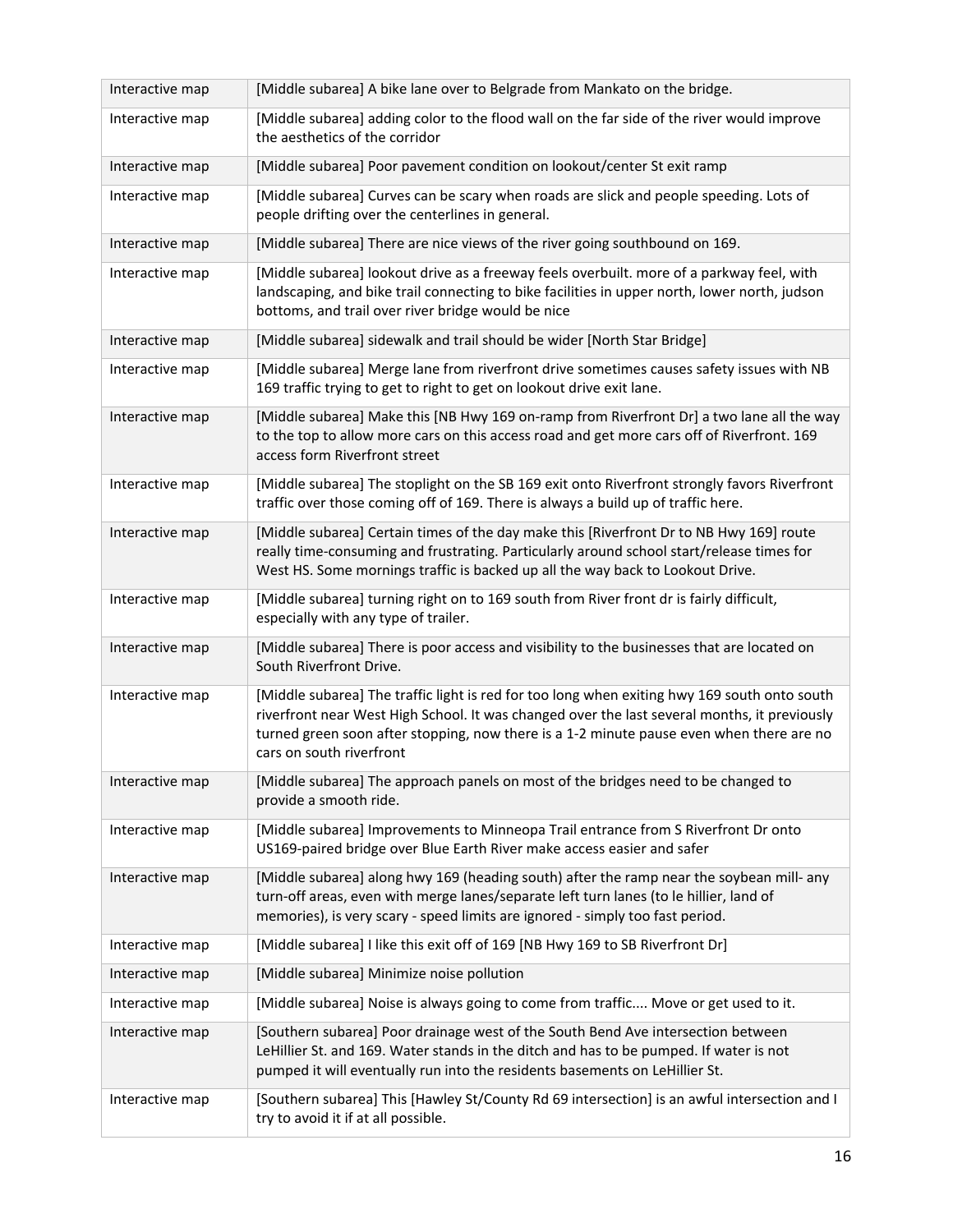| | |
|---|---|
| Interactive map | [Middle subarea] A bike lane over to Belgrade from Mankato on the bridge. |
| Interactive map | [Middle subarea] adding color to the flood wall on the far side of the river would improve the aesthetics of the corridor |
| Interactive map | [Middle subarea] Poor pavement condition on lookout/center St exit ramp |
| Interactive map | [Middle subarea] Curves can be scary when roads are slick and people speeding. Lots of people drifting over the centerlines in general. |
| Interactive map | [Middle subarea] There are nice views of the river going southbound on 169. |
| Interactive map | [Middle subarea] lookout drive as a freeway feels overbuilt. more of a parkway feel, with landscaping, and bike trail connecting to bike facilities in upper north, lower north, judson bottoms, and trail over river bridge would be nice |
| Interactive map | [Middle subarea] sidewalk and trail should be wider [North Star Bridge] |
| Interactive map | [Middle subarea] Merge lane from riverfront drive sometimes causes safety issues with NB 169 traffic trying to get to right to get on lookout drive exit lane. |
| Interactive map | [Middle subarea] Make this [NB Hwy 169 on-ramp from Riverfront Dr] a two lane all the way to the top to allow more cars on this access road and get more cars off of Riverfront. 169 access form Riverfront street |
| Interactive map | [Middle subarea] The stoplight on the SB 169 exit onto Riverfront strongly favors Riverfront traffic over those coming off of 169. There is always a build up of traffic here. |
| Interactive map | [Middle subarea] Certain times of the day make this [Riverfront Dr to NB Hwy 169] route really time-consuming and frustrating. Particularly around school start/release times for West HS. Some mornings traffic is backed up all the way back to Lookout Drive. |
| Interactive map | [Middle subarea] turning right on to 169 south from River front dr is fairly difficult, especially with any type of trailer. |
| Interactive map | [Middle subarea] There is poor access and visibility to the businesses that are located on South Riverfront Drive. |
| Interactive map | [Middle subarea] The traffic light is red for too long when exiting hwy 169 south onto south riverfront near West High School. It was changed over the last several months, it previously turned green soon after stopping, now there is a 1-2 minute pause even when there are no cars on south riverfront |
| Interactive map | [Middle subarea] The approach panels on most of the bridges need to be changed to provide a smooth ride. |
| Interactive map | [Middle subarea] Improvements to Minneopa Trail entrance from S Riverfront Dr onto US169-paired bridge over Blue Earth River make access easier and safer |
| Interactive map | [Middle subarea] along hwy 169 (heading south) after the ramp near the soybean mill- any turn-off areas, even with merge lanes/separate left turn lanes (to le hillier, land of memories), is very scary - speed limits are ignored - simply too fast period. |
| Interactive map | [Middle subarea] I like this exit off of 169 [NB Hwy 169 to SB Riverfront Dr] |
| Interactive map | [Middle subarea] Minimize noise pollution |
| Interactive map | [Middle subarea] Noise is always going to come from traffic.... Move or get used to it. |
| Interactive map | [Southern subarea] Poor drainage west of the South Bend Ave intersection between LeHillier St. and 169. Water stands in the ditch and has to be pumped. If water is not pumped it will eventually run into the residents basements on LeHillier St. |
| Interactive map | [Southern subarea] This [Hawley St/County Rd 69 intersection] is an awful intersection and I try to avoid it if at all possible. |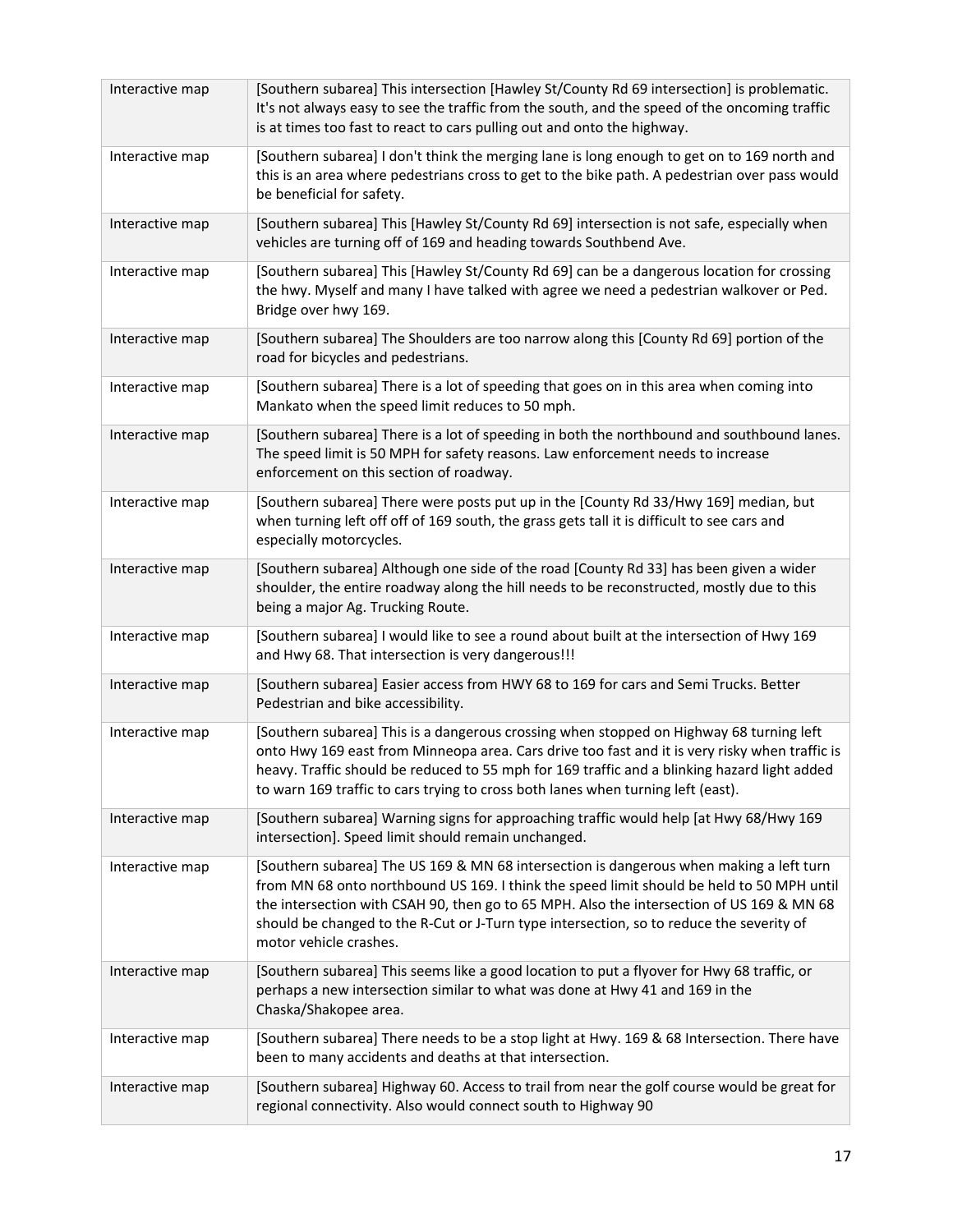| Interactive map | [Southern subarea] This intersection [Hawley St/County Rd 69 intersection] is problematic. It's not always easy to see the traffic from the south, and the speed of the oncoming traffic is at times too fast to react to cars pulling out and onto the highway. |
|---|---|
| Interactive map | [Southern subarea] I don't think the merging lane is long enough to get on to 169 north and this is an area where pedestrians cross to get to the bike path. A pedestrian over pass would be beneficial for safety. |
| Interactive map | [Southern subarea] This [Hawley St/County Rd 69] intersection is not safe, especially when vehicles are turning off of 169 and heading towards Southbend Ave. |
| Interactive map | [Southern subarea] This [Hawley St/County Rd 69] can be a dangerous location for crossing the hwy. Myself and many I have talked with agree we need a pedestrian walkover or Ped. Bridge over hwy 169. |
| Interactive map | [Southern subarea] The Shoulders are too narrow along this [County Rd 69] portion of the road for bicycles and pedestrians. |
| Interactive map | [Southern subarea] There is a lot of speeding that goes on in this area when coming into Mankato when the speed limit reduces to 50 mph. |
| Interactive map | [Southern subarea] There is a lot of speeding in both the northbound and southbound lanes. The speed limit is 50 MPH for safety reasons. Law enforcement needs to increase enforcement on this section of roadway. |
| Interactive map | [Southern subarea] There were posts put up in the [County Rd 33/Hwy 169] median, but when turning left off off of 169 south, the grass gets tall it is difficult to see cars and especially motorcycles. |
| Interactive map | [Southern subarea] Although one side of the road [County Rd 33] has been given a wider shoulder, the entire roadway along the hill needs to be reconstructed, mostly due to this being a major Ag. Trucking Route. |
| Interactive map | [Southern subarea] I would like to see a round about built at the intersection of Hwy 169 and Hwy 68. That intersection is very dangerous!!! |
| Interactive map | [Southern subarea] Easier access from HWY 68 to 169 for cars and Semi Trucks. Better Pedestrian and bike accessibility. |
| Interactive map | [Southern subarea] This is a dangerous crossing when stopped on Highway 68 turning left onto Hwy 169 east from Minneopa area. Cars drive too fast and it is very risky when traffic is heavy. Traffic should be reduced to 55 mph for 169 traffic and a blinking hazard light added to warn 169 traffic to cars trying to cross both lanes when turning left (east). |
| Interactive map | [Southern subarea] Warning signs for approaching traffic would help [at Hwy 68/Hwy 169 intersection]. Speed limit should remain unchanged. |
| Interactive map | [Southern subarea] The US 169 & MN 68 intersection is dangerous when making a left turn from MN 68 onto northbound US 169. I think the speed limit should be held to 50 MPH until the intersection with CSAH 90, then go to 65 MPH. Also the intersection of US 169 & MN 68 should be changed to the R-Cut or J-Turn type intersection, so to reduce the severity of motor vehicle crashes. |
| Interactive map | [Southern subarea] This seems like a good location to put a flyover for Hwy 68 traffic, or perhaps a new intersection similar to what was done at Hwy 41 and 169 in the Chaska/Shakopee area. |
| Interactive map | [Southern subarea] There needs to be a stop light at Hwy. 169 & 68 Intersection. There have been to many accidents and deaths at that intersection. |
| Interactive map | [Southern subarea] Highway 60. Access to trail from near the golf course would be great for regional connectivity. Also would connect south to Highway 90 |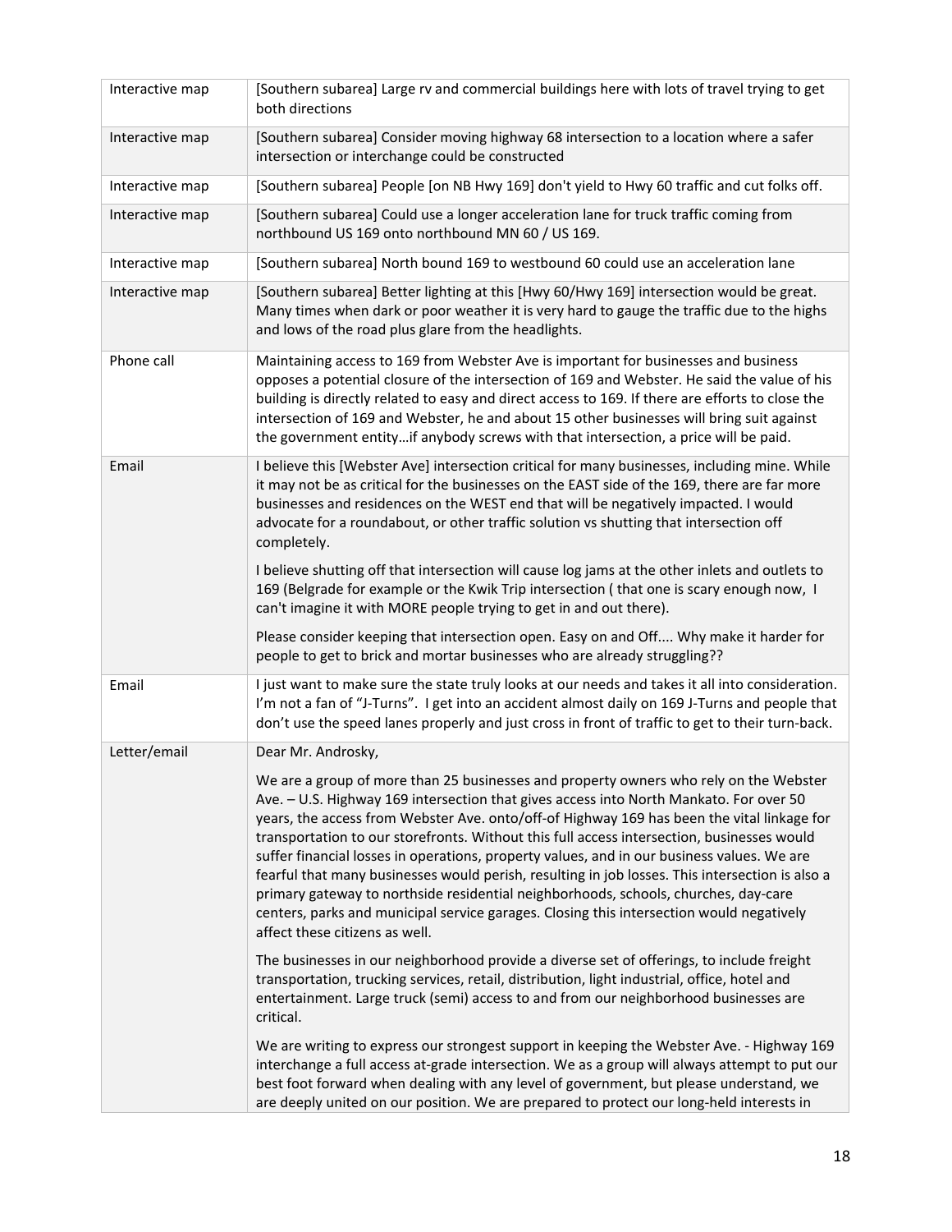| | |
|---|---|
| Interactive map | [Southern subarea] Large rv and commercial buildings here with lots of travel trying to get both directions |
| Interactive map | [Southern subarea] Consider moving highway 68 intersection to a location where a safer intersection or interchange could be constructed |
| Interactive map | [Southern subarea] People [on NB Hwy 169] don't yield to Hwy 60 traffic and cut folks off. |
| Interactive map | [Southern subarea] Could use a longer acceleration lane for truck traffic coming from northbound US 169 onto northbound MN 60 / US 169. |
| Interactive map | [Southern subarea] North bound 169 to westbound 60 could use an acceleration lane |
| Interactive map | [Southern subarea] Better lighting at this [Hwy 60/Hwy 169] intersection would be great. Many times when dark or poor weather it is very hard to gauge the traffic due to the highs and lows of the road plus glare from the headlights. |
| Phone call | Maintaining access to 169 from Webster Ave is important for businesses and business opposes a potential closure of the intersection of 169 and Webster. He said the value of his building is directly related to easy and direct access to 169. If there are efforts to close the intersection of 169 and Webster, he and about 15 other businesses will bring suit against the government entity…if anybody screws with that intersection, a price will be paid. |
| Email | I believe this [Webster Ave] intersection critical for many businesses, including mine. While it may not be as critical for the businesses on the EAST side of the 169, there are far more businesses and residences on the WEST end that will be negatively impacted. I would advocate for a roundabout, or other traffic solution vs shutting that intersection off completely.<br><br>I believe shutting off that intersection will cause log jams at the other inlets and outlets to 169 (Belgrade for example or the Kwik Trip intersection ( that one is scary enough now, I can't imagine it with MORE people trying to get in and out there).<br><br>Please consider keeping that intersection open. Easy on and Off.... Why make it harder for people to get to brick and mortar businesses who are already struggling?? |
| Email | I just want to make sure the state truly looks at our needs and takes it all into consideration. I'm not a fan of "J-Turns". I get into an accident almost daily on 169 J-Turns and people that don't use the speed lanes properly and just cross in front of traffic to get to their turn-back. |
| Letter/email | Dear Mr. Androsky,<br><br>We are a group of more than 25 businesses and property owners who rely on the Webster Ave. – U.S. Highway 169 intersection that gives access into North Mankato. For over 50 years, the access from Webster Ave. onto/off-of Highway 169 has been the vital linkage for transportation to our storefronts. Without this full access intersection, businesses would suffer financial losses in operations, property values, and in our business values. We are fearful that many businesses would perish, resulting in job losses. This intersection is also a primary gateway to northside residential neighborhoods, schools, churches, day-care centers, parks and municipal service garages. Closing this intersection would negatively affect these citizens as well.<br><br>The businesses in our neighborhood provide a diverse set of offerings, to include freight transportation, trucking services, retail, distribution, light industrial, office, hotel and entertainment. Large truck (semi) access to and from our neighborhood businesses are critical.<br><br>We are writing to express our strongest support in keeping the Webster Ave. - Highway 169 interchange a full access at-grade intersection. We as a group will always attempt to put our best foot forward when dealing with any level of government, but please understand, we are deeply united on our position. We are prepared to protect our long-held interests in |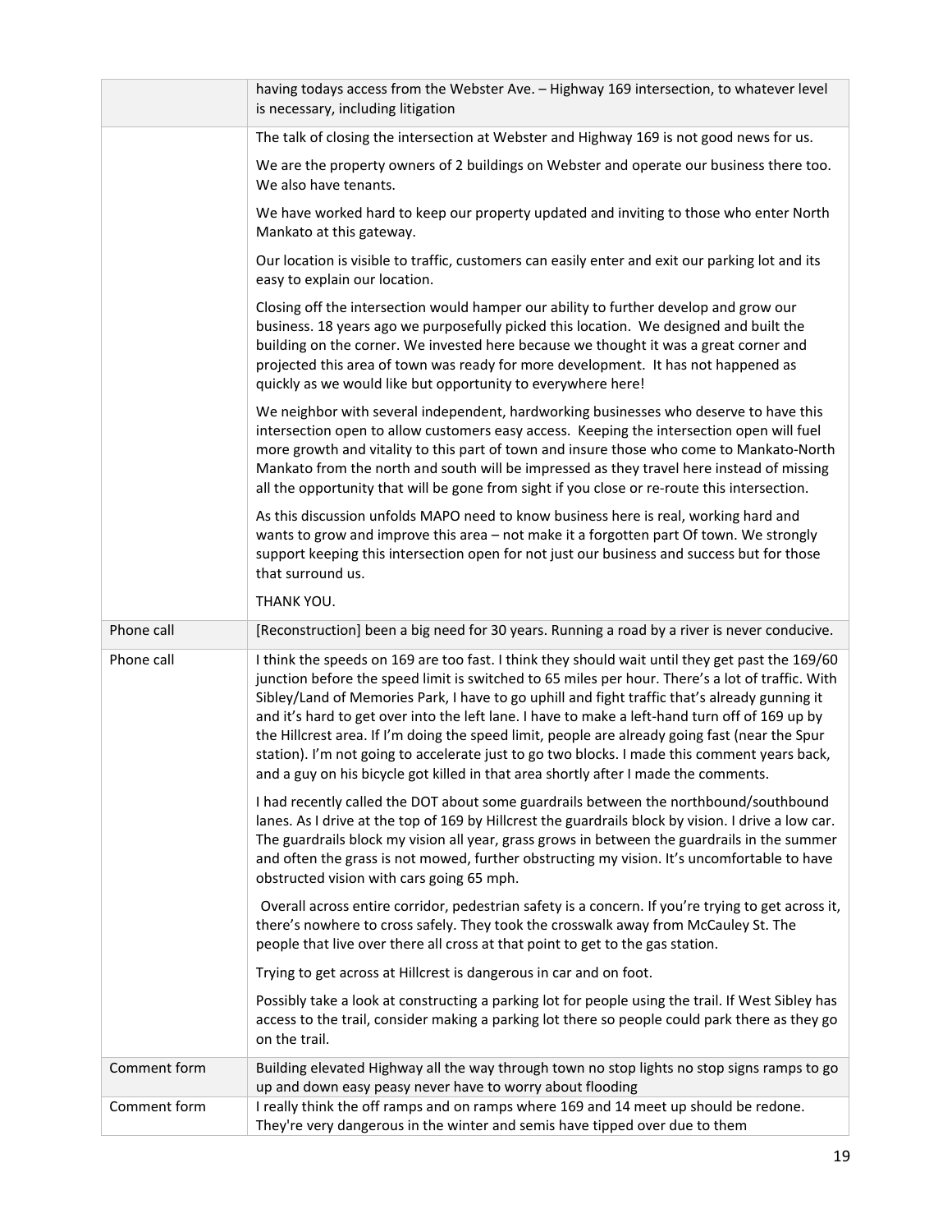| | |
|---|---|
| | having todays access from the Webster Ave. – Highway 169 intersection, to whatever level is necessary, including litigation |
| | The talk of closing the intersection at Webster and Highway 169 is not good news for us.<br><br>We are the property owners of 2 buildings on Webster and operate our business there too. We also have tenants.<br><br>We have worked hard to keep our property updated and inviting to those who enter North Mankato at this gateway.<br><br>Our location is visible to traffic, customers can easily enter and exit our parking lot and its easy to explain our location.<br><br>Closing off the intersection would hamper our ability to further develop and grow our business. 18 years ago we purposefully picked this location. We designed and built the building on the corner. We invested here because we thought it was a great corner and projected this area of town was ready for more development. It has not happened as quickly as we would like but opportunity to everywhere here!<br><br>We neighbor with several independent, hardworking businesses who deserve to have this intersection open to allow customers easy access. Keeping the intersection open will fuel more growth and vitality to this part of town and insure those who come to Mankato-North Mankato from the north and south will be impressed as they travel here instead of missing all the opportunity that will be gone from sight if you close or re-route this intersection.<br><br>As this discussion unfolds MAPO need to know business here is real, working hard and wants to grow and improve this area – not make it a forgotten part Of town. We strongly support keeping this intersection open for not just our business and success but for those that surround us.<br><br>THANK YOU. |
| Phone call | [Reconstruction] been a big need for 30 years. Running a road by a river is never conducive. |
| Phone call | I think the speeds on 169 are too fast. I think they should wait until they get past the 169/60 junction before the speed limit is switched to 65 miles per hour. There's a lot of traffic. With Sibley/Land of Memories Park, I have to go uphill and fight traffic that's already gunning it and it's hard to get over into the left lane. I have to make a left-hand turn off of 169 up by the Hillcrest area. If I'm doing the speed limit, people are already going fast (near the Spur station). I'm not going to accelerate just to go two blocks. I made this comment years back, and a guy on his bicycle got killed in that area shortly after I made the comments.<br><br>I had recently called the DOT about some guardrails between the northbound/southbound lanes. As I drive at the top of 169 by Hillcrest the guardrails block by vision. I drive a low car. The guardrails block my vision all year, grass grows in between the guardrails in the summer and often the grass is not mowed, further obstructing my vision. It's uncomfortable to have obstructed vision with cars going 65 mph.<br><br>Overall across entire corridor, pedestrian safety is a concern. If you're trying to get across it, there's nowhere to cross safely. They took the crosswalk away from McCauley St. The people that live over there all cross at that point to get to the gas station.<br><br>Trying to get across at Hillcrest is dangerous in car and on foot.<br><br>Possibly take a look at constructing a parking lot for people using the trail. If West Sibley has access to the trail, consider making a parking lot there so people could park there as they go on the trail. |
| Comment form | Building elevated Highway all the way through town no stop lights no stop signs ramps to go up and down easy peasy never have to worry about flooding |
| Comment form | I really think the off ramps and on ramps where 169 and 14 meet up should be redone. They're very dangerous in the winter and semis have tipped over due to them |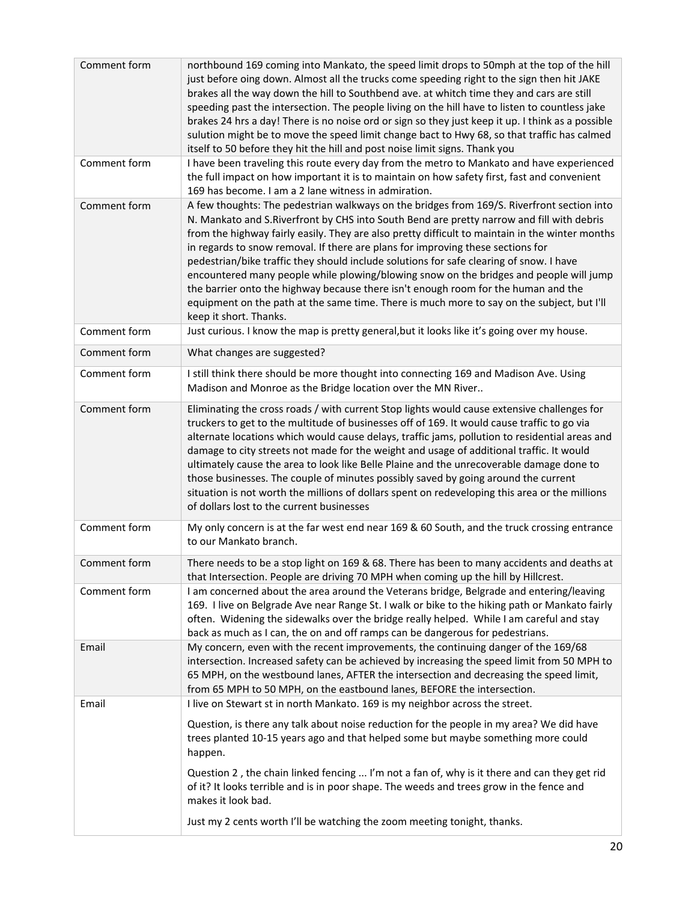| | |
|---|---|
| Comment form | northbound 169 coming into Mankato, the speed limit drops to 50mph at the top of the hill just before oing down. Almost all the trucks come speeding right to the sign then hit JAKE brakes all the way down the hill to Southbend ave. at whitch time they and cars are still speeding past the intersection. The people living on the hill have to listen to countless jake brakes 24 hrs a day! There is no noise ord or sign so they just keep it up. I think as a possible sulution might be to move the speed limit change bact to Hwy 68, so that traffic has calmed itself to 50 before they hit the hill and post noise limit signs. Thank you |
| Comment form | I have been traveling this route every day from the metro to Mankato and have experienced the full impact on how important it is to maintain on how safety first, fast and convenient 169 has become. I am a 2 lane witness in admiration. |
| Comment form | A few thoughts: The pedestrian walkways on the bridges from 169/S. Riverfront section into N. Mankato and S.Riverfront by CHS into South Bend are pretty narrow and fill with debris from the highway fairly easily. They are also pretty difficult to maintain in the winter months in regards to snow removal. If there are plans for improving these sections for pedestrian/bike traffic they should include solutions for safe clearing of snow. I have encountered many people while plowing/blowing snow on the bridges and people will jump the barrier onto the highway because there isn't enough room for the human and the equipment on the path at the same time. There is much more to say on the subject, but I'll keep it short. Thanks. |
| Comment form | Just curious. I know the map is pretty general,but it looks like it's going over my house. |
| Comment form | What changes are suggested? |
| Comment form | I still think there should be more thought into connecting 169 and Madison Ave. Using Madison and Monroe as the Bridge location over the MN River.. |
| Comment form | Eliminating the cross roads / with current Stop lights would cause extensive challenges for truckers to get to the multitude of businesses off of 169. It would cause traffic to go via alternate locations which would cause delays, traffic jams, pollution to residential areas and damage to city streets not made for the weight and usage of additional traffic. It would ultimately cause the area to look like Belle Plaine and the unrecoverable damage done to those businesses. The couple of minutes possibly saved by going around the current situation is not worth the millions of dollars spent on redeveloping this area or the millions of dollars lost to the current businesses |
| Comment form | My only concern is at the far west end near 169 & 60 South, and the truck crossing entrance to our Mankato branch. |
| Comment form | There needs to be a stop light on 169 & 68. There has been to many accidents and deaths at that Intersection. People are driving 70 MPH when coming up the hill by Hillcrest. |
| Comment form | I am concerned about the area around the Veterans bridge, Belgrade and entering/leaving 169. I live on Belgrade Ave near Range St. I walk or bike to the hiking path or Mankato fairly often. Widening the sidewalks over the bridge really helped. While I am careful and stay back as much as I can, the on and off ramps can be dangerous for pedestrians. |
| Email | My concern, even with the recent improvements, the continuing danger of the 169/68 intersection. Increased safety can be achieved by increasing the speed limit from 50 MPH to 65 MPH, on the westbound lanes, AFTER the intersection and decreasing the speed limit, from 65 MPH to 50 MPH, on the eastbound lanes, BEFORE the intersection. |
| Email | I live on Stewart st in north Mankato. 169 is my neighbor across the street.<br><br>Question, is there any talk about noise reduction for the people in my area? We did have trees planted 10-15 years ago and that helped some but maybe something more could happen.<br><br>Question 2 , the chain linked fencing ... I'm not a fan of, why is it there and can they get rid of it? It looks terrible and is in poor shape. The weeds and trees grow in the fence and makes it look bad.<br><br>Just my 2 cents worth I'll be watching the zoom meeting tonight, thanks. |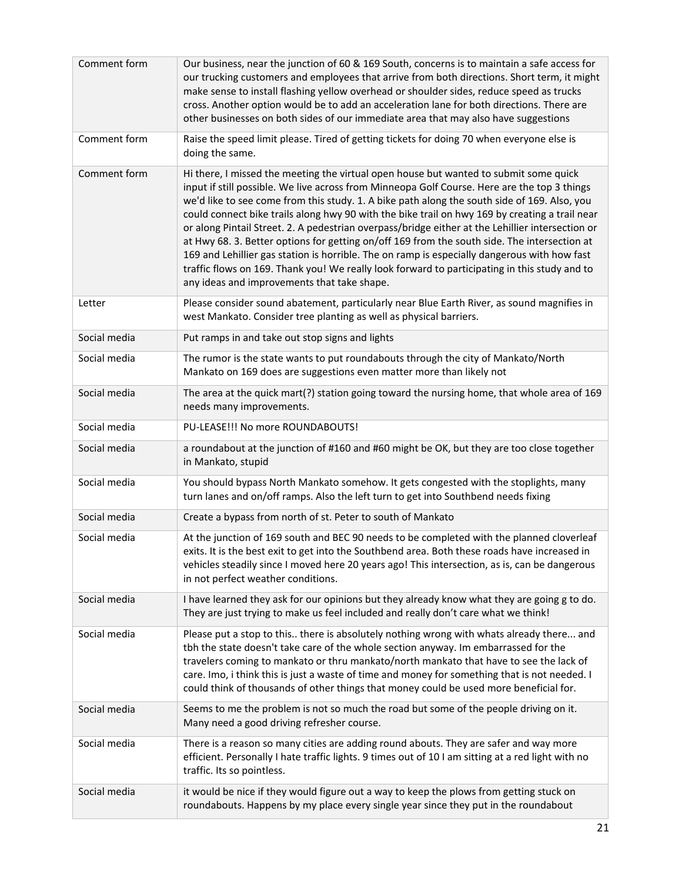| Comment form | Our business, near the junction of 60 & 169 South, concerns is to maintain a safe access for our trucking customers and employees that arrive from both directions. Short term, it might make sense to install flashing yellow overhead or shoulder sides, reduce speed as trucks cross. Another option would be to add an acceleration lane for both directions. There are other businesses on both sides of our immediate area that may also have suggestions |
|---|---|
| Comment form | Raise the speed limit please. Tired of getting tickets for doing 70 when everyone else is doing the same. |
| Comment form | Hi there, I missed the meeting the virtual open house but wanted to submit some quick input if still possible. We live across from Minneopa Golf Course. Here are the top 3 things we'd like to see come from this study. 1. A bike path along the south side of 169. Also, you could connect bike trails along hwy 90 with the bike trail on hwy 169 by creating a trail near or along Pintail Street. 2. A pedestrian overpass/bridge either at the Lehillier intersection or at Hwy 68. 3. Better options for getting on/off 169 from the south side. The intersection at 169 and Lehillier gas station is horrible. The on ramp is especially dangerous with how fast traffic flows on 169. Thank you! We really look forward to participating in this study and to any ideas and improvements that take shape. |
| Letter | Please consider sound abatement, particularly near Blue Earth River, as sound magnifies in west Mankato. Consider tree planting as well as physical barriers. |
| Social media | Put ramps in and take out stop signs and lights |
| Social media | The rumor is the state wants to put roundabouts through the city of Mankato/North Mankato on 169 does are suggestions even matter more than likely not |
| Social media | The area at the quick mart(?) station going toward the nursing home, that whole area of 169 needs many improvements. |
| Social media | PU-LEASE!!! No more ROUNDABOUTS! |
| Social media | a roundabout at the junction of #160 and #60 might be OK, but they are too close together in Mankato, stupid |
| Social media | You should bypass North Mankato somehow. It gets congested with the stoplights, many turn lanes and on/off ramps. Also the left turn to get into Southbend needs fixing |
| Social media | Create a bypass from north of st. Peter to south of Mankato |
| Social media | At the junction of 169 south and BEC 90 needs to be completed with the planned cloverleaf exits. It is the best exit to get into the Southbend area. Both these roads have increased in vehicles steadily since I moved here 20 years ago! This intersection, as is, can be dangerous in not perfect weather conditions. |
| Social media | I have learned they ask for our opinions but they already know what they are going g to do. They are just trying to make us feel included and really don't care what we think! |
| Social media | Please put a stop to this.. there is absolutely nothing wrong with whats already there... and tbh the state doesn't take care of the whole section anyway. Im embarrassed for the travelers coming to mankato or thru mankato/north mankato that have to see the lack of care. Imo, i think this is just a waste of time and money for something that is not needed. I could think of thousands of other things that money could be used more beneficial for. |
| Social media | Seems to me the problem is not so much the road but some of the people driving on it. Many need a good driving refresher course. |
| Social media | There is a reason so many cities are adding round abouts. They are safer and way more efficient. Personally I hate traffic lights. 9 times out of 10 I am sitting at a red light with no traffic. Its so pointless. |
| Social media | it would be nice if they would figure out a way to keep the plows from getting stuck on roundabouts. Happens by my place every single year since they put in the roundabout |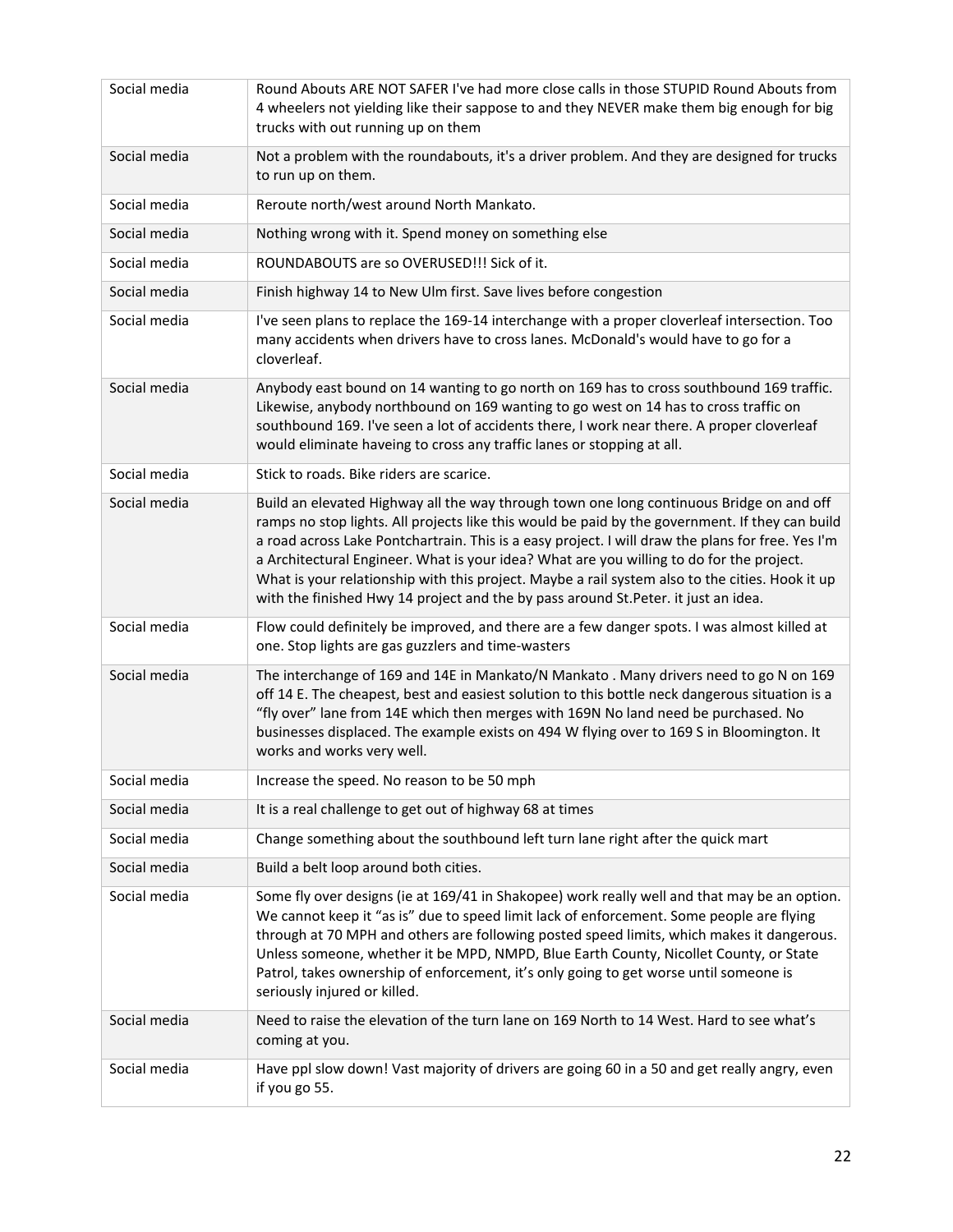| | |
|---|---|
| Social media | Round Abouts ARE NOT SAFER I've had more close calls in those STUPID Round Abouts from 4 wheelers not yielding like their sappose to and they NEVER make them big enough for big trucks with out running up on them |
| Social media | Not a problem with the roundabouts, it's a driver problem. And they are designed for trucks to run up on them. |
| Social media | Reroute north/west around North Mankato. |
| Social media | Nothing wrong with it. Spend money on something else |
| Social media | ROUNDABOUTS are so OVERUSED!!! Sick of it. |
| Social media | Finish highway 14 to New Ulm first. Save lives before congestion |
| Social media | I've seen plans to replace the 169-14 interchange with a proper cloverleaf intersection. Too many accidents when drivers have to cross lanes. McDonald's would have to go for a cloverleaf. |
| Social media | Anybody east bound on 14 wanting to go north on 169 has to cross southbound 169 traffic. Likewise, anybody northbound on 169 wanting to go west on 14 has to cross traffic on southbound 169. I've seen a lot of accidents there, I work near there. A proper cloverleaf would eliminate haveing to cross any traffic lanes or stopping at all. |
| Social media | Stick to roads. Bike riders are scarice. |
| Social media | Build an elevated Highway all the way through town one long continuous Bridge on and off ramps no stop lights. All projects like this would be paid by the government. If they can build a road across Lake Pontchartrain. This is a easy project. I will draw the plans for free. Yes I'm a Architectural Engineer. What is your idea? What are you willing to do for the project. What is your relationship with this project. Maybe a rail system also to the cities. Hook it up with the finished Hwy 14 project and the by pass around St.Peter. it just an idea. |
| Social media | Flow could definitely be improved, and there are a few danger spots. I was almost killed at one. Stop lights are gas guzzlers and time-wasters |
| Social media | The interchange of 169 and 14E in Mankato/N Mankato . Many drivers need to go N on 169 off 14 E. The cheapest, best and easiest solution to this bottle neck dangerous situation is a "fly over" lane from 14E which then merges with 169N No land need be purchased. No businesses displaced. The example exists on 494 W flying over to 169 S in Bloomington. It works and works very well. |
| Social media | Increase the speed. No reason to be 50 mph |
| Social media | It is a real challenge to get out of highway 68 at times |
| Social media | Change something about the southbound left turn lane right after the quick mart |
| Social media | Build a belt loop around both cities. |
| Social media | Some fly over designs (ie at 169/41 in Shakopee) work really well and that may be an option. We cannot keep it "as is" due to speed limit lack of enforcement. Some people are flying through at 70 MPH and others are following posted speed limits, which makes it dangerous. Unless someone, whether it be MPD, NMPD, Blue Earth County, Nicollet County, or State Patrol, takes ownership of enforcement, it's only going to get worse until someone is seriously injured or killed. |
| Social media | Need to raise the elevation of the turn lane on 169 North to 14 West. Hard to see what's coming at you. |
| Social media | Have ppl slow down! Vast majority of drivers are going 60 in a 50 and get really angry, even if you go 55. |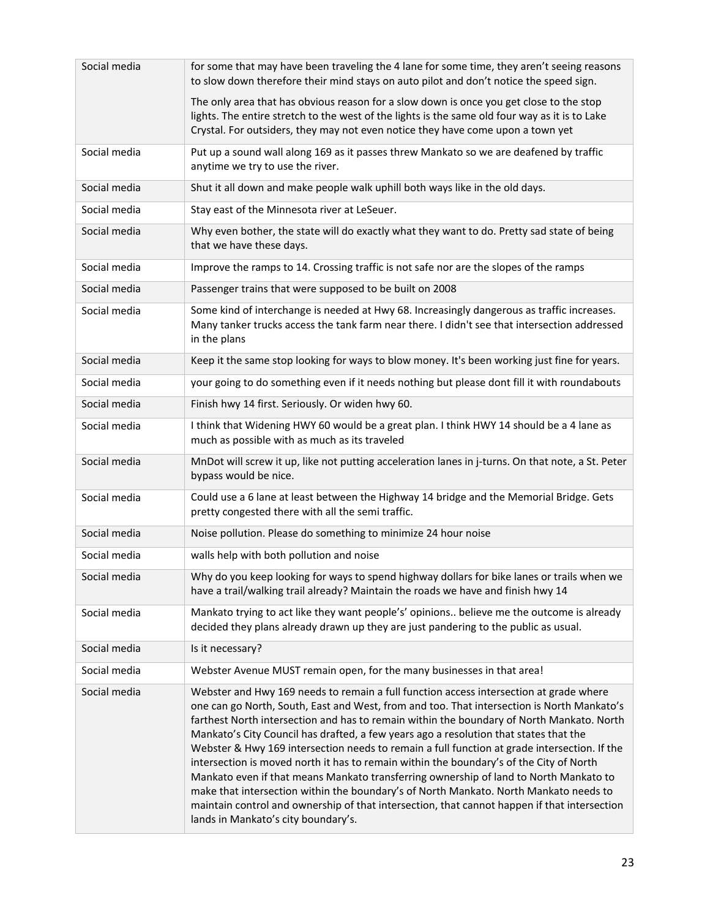| | |
|---|---|
| Social media | for some that may have been traveling the 4 lane for some time, they aren't seeing reasons to slow down therefore their mind stays on auto pilot and don't notice the speed sign.<br><br>The only area that has obvious reason for a slow down is once you get close to the stop lights. The entire stretch to the west of the lights is the same old four way as it is to Lake Crystal. For outsiders, they may not even notice they have come upon a town yet |
| Social media | Put up a sound wall along 169 as it passes threw Mankato so we are deafened by traffic anytime we try to use the river. |
| Social media | Shut it all down and make people walk uphill both ways like in the old days. |
| Social media | Stay east of the Minnesota river at LeSeuer. |
| Social media | Why even bother, the state will do exactly what they want to do. Pretty sad state of being that we have these days. |
| Social media | Improve the ramps to 14. Crossing traffic is not safe nor are the slopes of the ramps |
| Social media | Passenger trains that were supposed to be built on 2008 |
| Social media | Some kind of interchange is needed at Hwy 68. Increasingly dangerous as traffic increases. Many tanker trucks access the tank farm near there. I didn't see that intersection addressed in the plans |
| Social media | Keep it the same stop looking for ways to blow money. It's been working just fine for years. |
| Social media | your going to do something even if it needs nothing but please dont fill it with roundabouts |
| Social media | Finish hwy 14 first. Seriously. Or widen hwy 60. |
| Social media | I think that Widening HWY 60 would be a great plan. I think HWY 14 should be a 4 lane as much as possible with as much as its traveled |
| Social media | MnDot will screw it up, like not putting acceleration lanes in j-turns. On that note, a St. Peter bypass would be nice. |
| Social media | Could use a 6 lane at least between the Highway 14 bridge and the Memorial Bridge. Gets pretty congested there with all the semi traffic. |
| Social media | Noise pollution. Please do something to minimize 24 hour noise |
| Social media | walls help with both pollution and noise |
| Social media | Why do you keep looking for ways to spend highway dollars for bike lanes or trails when we have a trail/walking trail already? Maintain the roads we have and finish hwy 14 |
| Social media | Mankato trying to act like they want people's' opinions.. believe me the outcome is already decided they plans already drawn up they are just pandering to the public as usual. |
| Social media | Is it necessary? |
| Social media | Webster Avenue MUST remain open, for the many businesses in that area! |
| Social media | Webster and Hwy 169 needs to remain a full function access intersection at grade where one can go North, South, East and West, from and too. That intersection is North Mankato's farthest North intersection and has to remain within the boundary of North Mankato. North Mankato's City Council has drafted, a few years ago a resolution that states that the Webster & Hwy 169 intersection needs to remain a full function at grade intersection. If the intersection is moved north it has to remain within the boundary's of the City of North Mankato even if that means Mankato transferring ownership of land to North Mankato to make that intersection within the boundary's of North Mankato. North Mankato needs to maintain control and ownership of that intersection, that cannot happen if that intersection lands in Mankato's city boundary's. |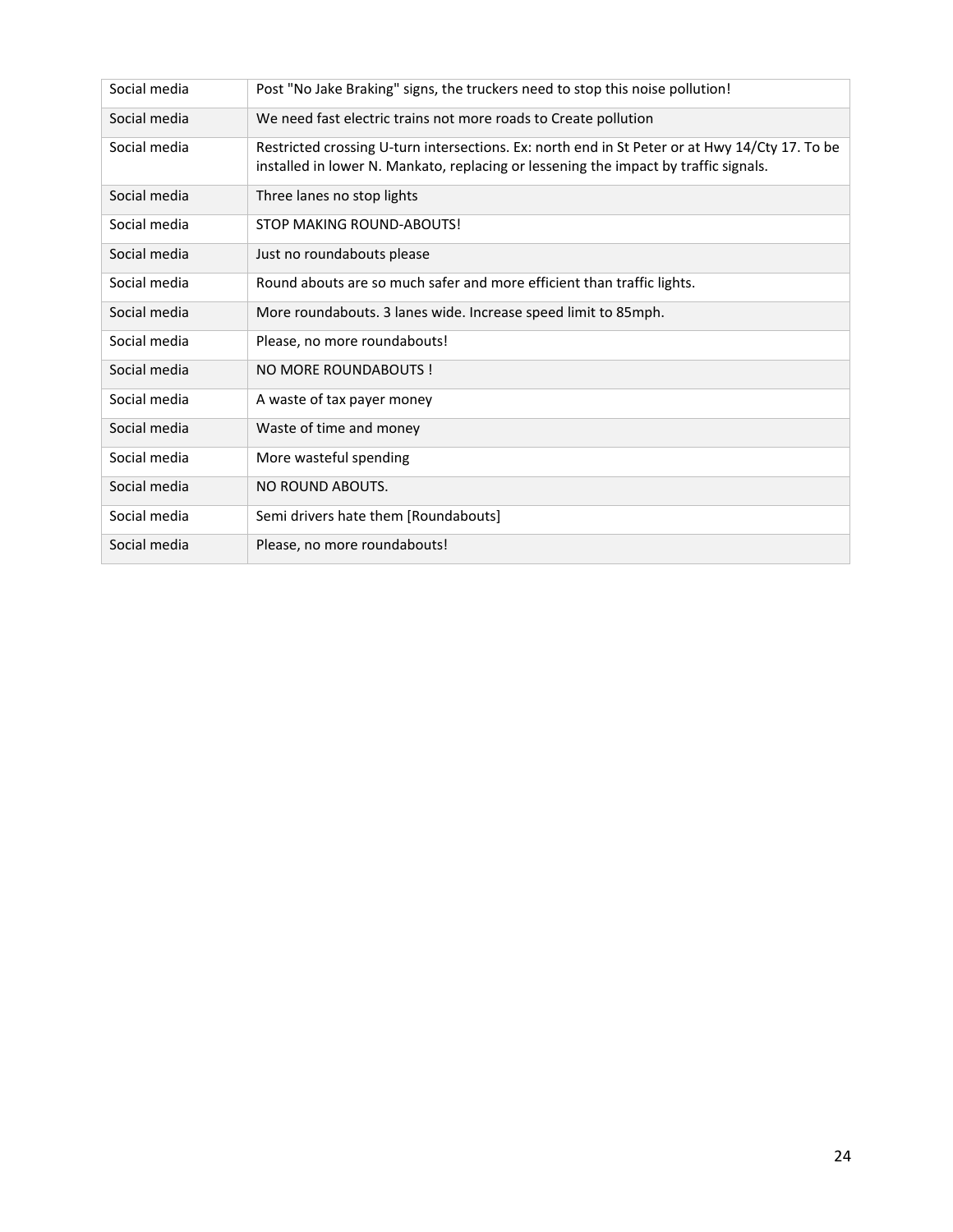| | |
|---|---|
| Social media | Post "No Jake Braking" signs, the truckers need to stop this noise pollution! |
| Social media | We need fast electric trains not more roads to Create pollution |
| Social media | Restricted crossing U-turn intersections. Ex: north end in St Peter or at Hwy 14/Cty 17. To be installed in lower N. Mankato, replacing or lessening the impact by traffic signals. |
| Social media | Three lanes no stop lights |
| Social media | STOP MAKING ROUND-ABOUTS! |
| Social media | Just no roundabouts please |
| Social media | Round abouts are so much safer and more efficient than traffic lights. |
| Social media | More roundabouts. 3 lanes wide. Increase speed limit to 85mph. |
| Social media | Please, no more roundabouts! |
| Social media | NO MORE ROUNDABOUTS ! |
| Social media | A waste of tax payer money |
| Social media | Waste of time and money |
| Social media | More wasteful spending |
| Social media | NO ROUND ABOUTS. |
| Social media | Semi drivers hate them [Roundabouts] |
| Social media | Please, no more roundabouts! |